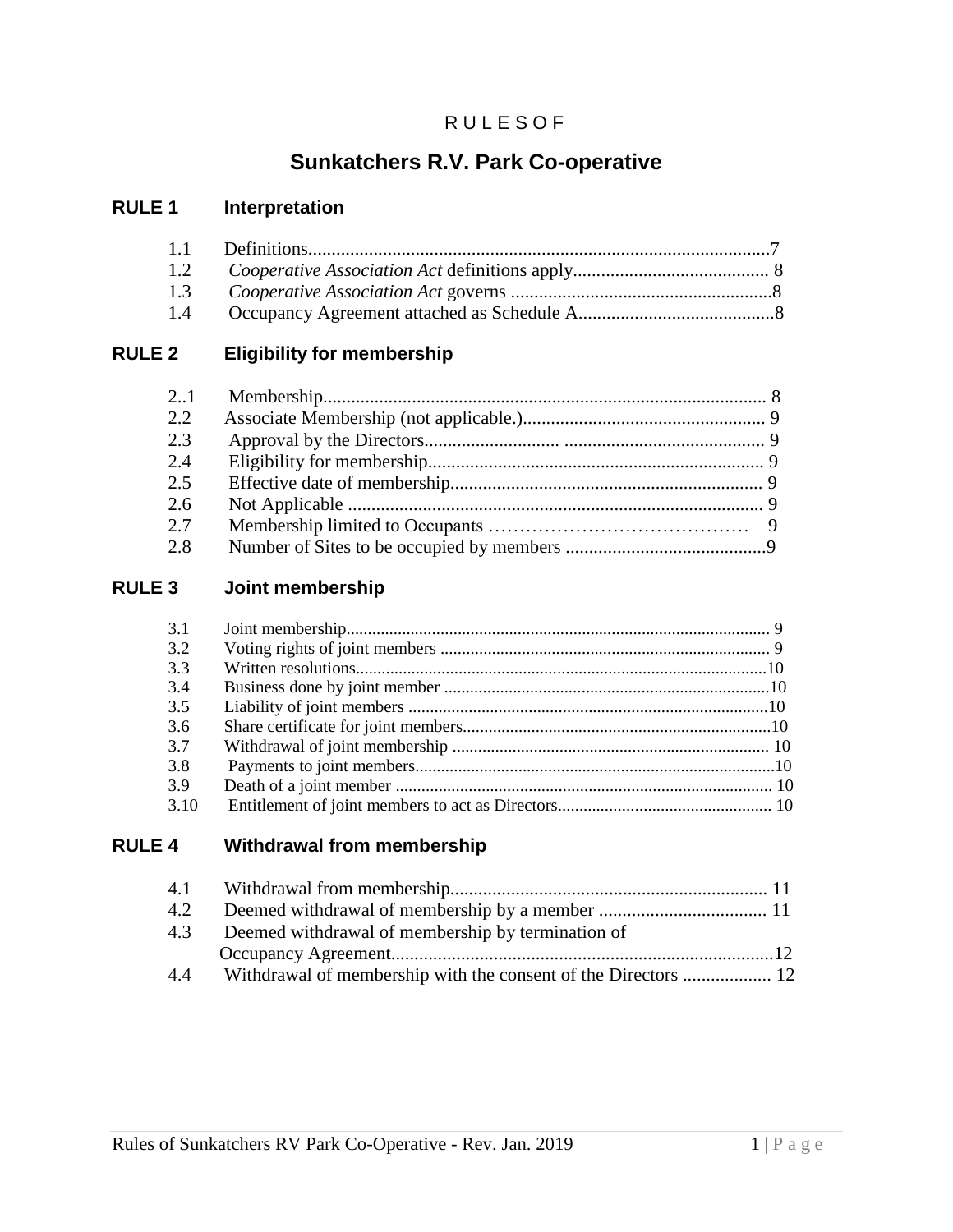R U L E S O F

# Sunkatchers R.V. Park Co-operative

## RULE 1 Interpretation

1.1 Definitions....................................................................................................7
1.2 *Cooperative Association Act* definitions apply.......................................... 8
1.3 *Cooperative Association Act* governs .........................................................8
1.4 Occupancy Agreement attached as Schedule A..........................................8

## RULE 2 Eligibility for membership

2..1 Membership................................................................................................ 8
2.2 Associate Membership (not applicable.).................................................... 9
2.3 Approval by the Directors............................ ........................................... 9
2.4 Eligibility for membership........................................................................ 9
2.5 Effective date of membership................................................................... 9
2.6 Not Applicable .......................................................................................... 9
2.7 Membership limited to Occupants …………………………………… 9
2.8 Number of Sites to be occupied by members ...........................................9

## RULE 3 Joint membership

3.1 Joint membership...................................................................................... 9
3.2 Voting rights of joint members ............................................................... 9
3.3 Written resolutions....................................................................................10
3.4 Business done by joint member ..............................................................10
3.5 Liability of joint members .......................................................................10
3.6 Share certificate for joint members..........................................................10
3.7 Withdrawal of joint membership ............................................................ 10
3.8 Payments to joint members......................................................................10
3.9 Death of a joint member ......................................................................... 10
3.10 Entitlement of joint members to act as Directors.................................. 10

## RULE 4 Withdrawal from membership

4.1 Withdrawal from membership.................................................................... 11
4.2 Deemed withdrawal of membership by a member .................................... 11
4.3 Deemed withdrawal of membership by termination of Occupancy Agreement..................................................................................12
4.4 Withdrawal of membership with the consent of the Directors ................... 12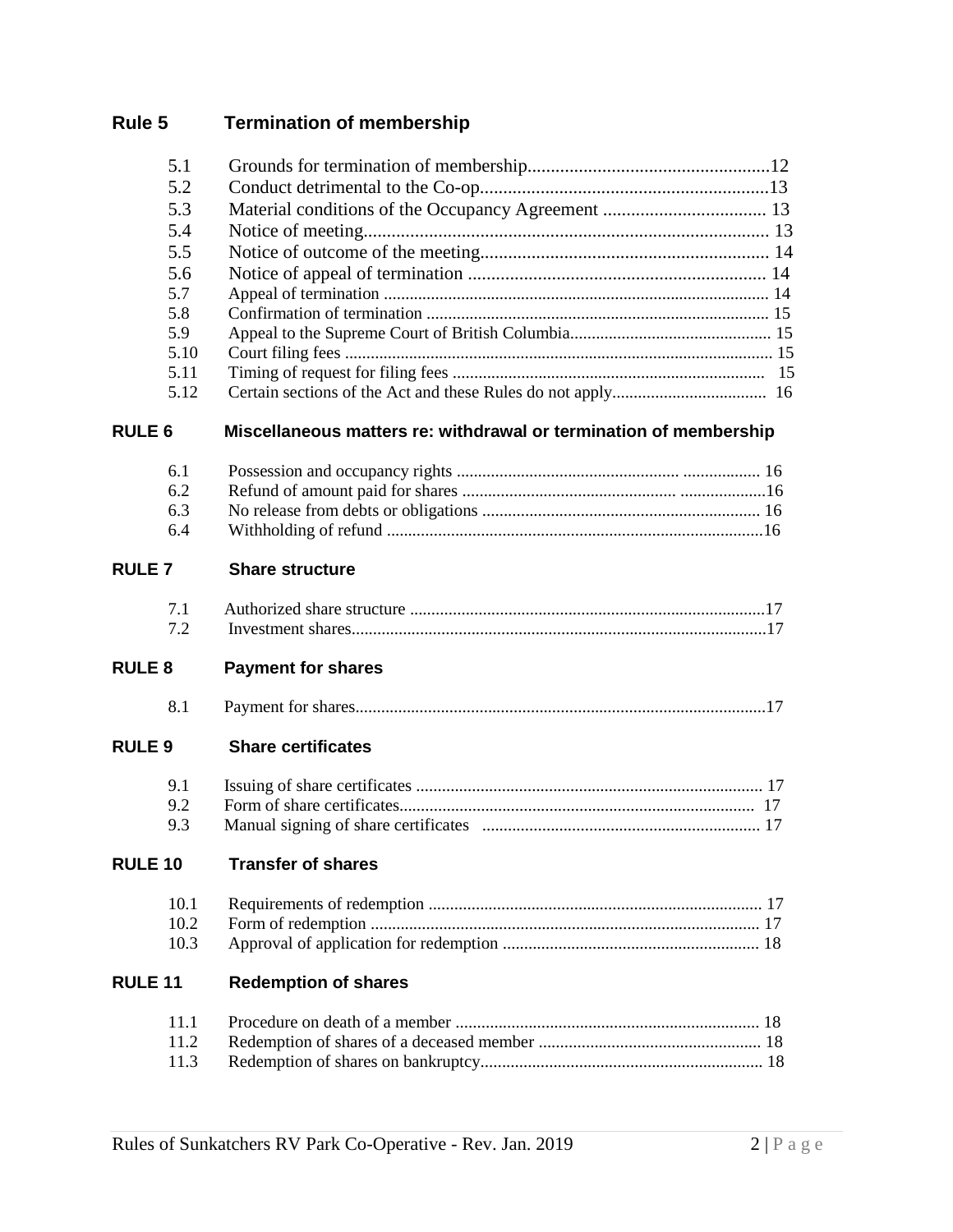## Rule 5 Termination of membership

| | | |
|---|---|---|
| 5.1 | Grounds for termination of membership | 12 |
| 5.2 | Conduct detrimental to the Co-op | 13 |
| 5.3 | Material conditions of the Occupancy Agreement | 13 |
| 5.4 | Notice of meeting | 13 |
| 5.5 | Notice of outcome of the meeting | 14 |
| 5.6 | Notice of appeal of termination | 14 |
| 5.7 | Appeal of termination | 14 |
| 5.8 | Confirmation of termination | 15 |
| 5.9 | Appeal to the Supreme Court of British Columbia | 15 |
| 5.10 | Court filing fees | 15 |
| 5.11 | Timing of request for filing fees | 15 |
| 5.12 | Certain sections of the Act and these Rules do not apply | 16 |

## RULE 6 Miscellaneous matters re: withdrawal or termination of membership

| | | |
|---|---|---|
| 6.1 | Possession and occupancy rights | 16 |
| 6.2 | Refund of amount paid for shares | 16 |
| 6.3 | No release from debts or obligations | 16 |
| 6.4 | Withholding of refund | 16 |

## RULE 7 Share structure

| | | |
|---|---|---|
| 7.1 | Authorized share structure | 17 |
| 7.2 | Investment shares | 17 |

## RULE 8 Payment for shares

| | | |
|---|---|---|
| 8.1 | Payment for shares | 17 |

## RULE 9 Share certificates

| | | |
|---|---|---|
| 9.1 | Issuing of share certificates | 17 |
| 9.2 | Form of share certificates | 17 |
| 9.3 | Manual signing of share certificates | 17 |

## RULE 10 Transfer of shares

| | | |
|---|---|---|
| 10.1 | Requirements of redemption | 17 |
| 10.2 | Form of redemption | 17 |
| 10.3 | Approval of application for redemption | 18 |

## RULE 11 Redemption of shares

| | | |
|---|---|---|
| 11.1 | Procedure on death of a member | 18 |
| 11.2 | Redemption of shares of a deceased member | 18 |
| 11.3 | Redemption of shares on bankruptcy | 18 |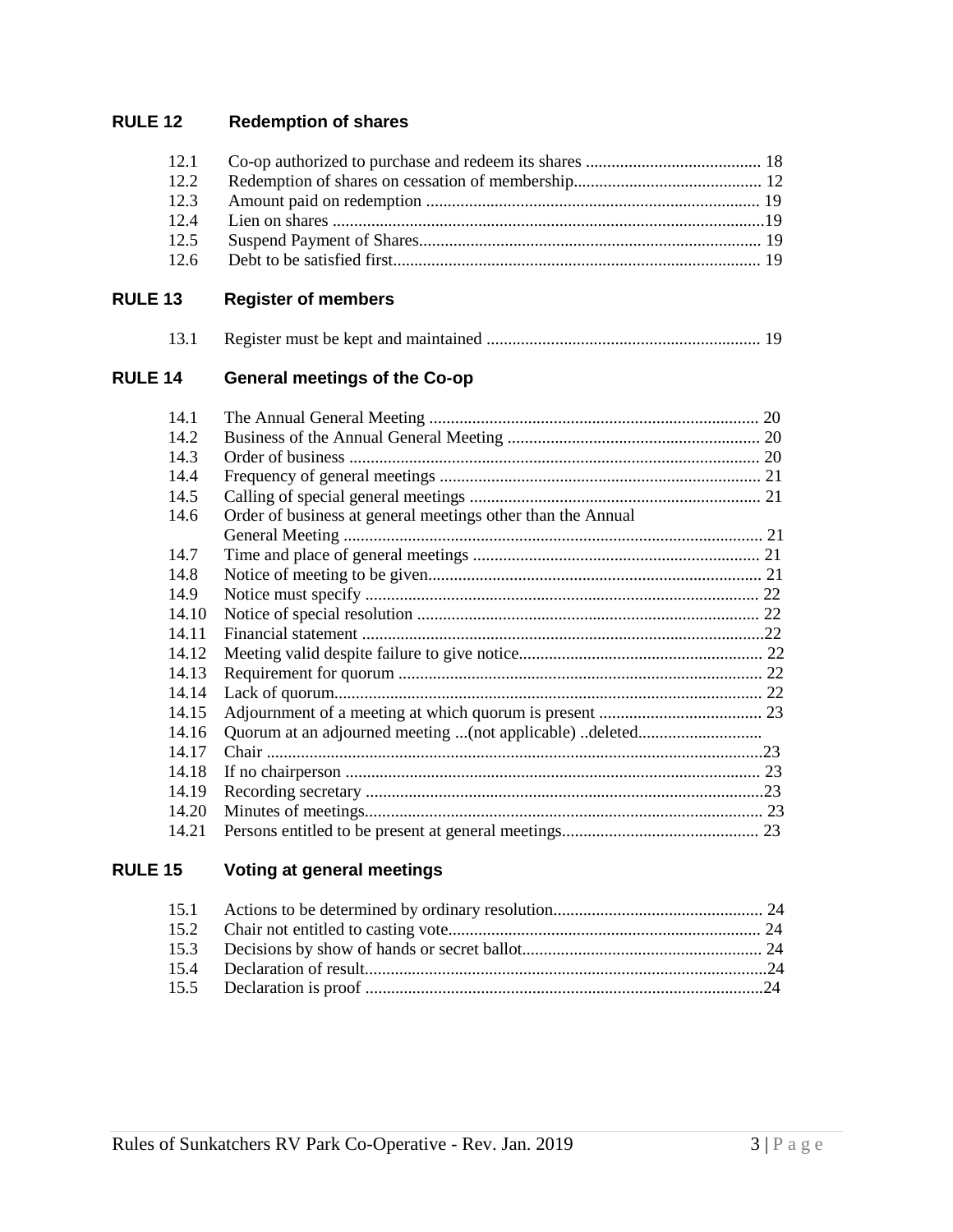## RULE 12 Redemption of shares

| | | |
|---|---|---|
| 12.1 | Co-op authorized to purchase and redeem its shares | 18 |
| 12.2 | Redemption of shares on cessation of membership | 12 |
| 12.3 | Amount paid on redemption | 19 |
| 12.4 | Lien on shares | 19 |
| 12.5 | Suspend Payment of Shares | 19 |
| 12.6 | Debt to be satisfied first | 19 |

## RULE 13 Register of members

| | | |
|---|---|---|
| 13.1 | Register must be kept and maintained | 19 |

## RULE 14 General meetings of the Co-op

| | | |
|---|---|---|
| 14.1 | The Annual General Meeting | 20 |
| 14.2 | Business of the Annual General Meeting | 20 |
| 14.3 | Order of business | 20 |
| 14.4 | Frequency of general meetings | 21 |
| 14.5 | Calling of special general meetings | 21 |
| 14.6 | Order of business at general meetings other than the Annual General Meeting | 21 |
| 14.7 | Time and place of general meetings | 21 |
| 14.8 | Notice of meeting to be given | 21 |
| 14.9 | Notice must specify | 22 |
| 14.10 | Notice of special resolution | 22 |
| 14.11 | Financial statement | 22 |
| 14.12 | Meeting valid despite failure to give notice | 22 |
| 14.13 | Requirement for quorum | 22 |
| 14.14 | Lack of quorum | 22 |
| 14.15 | Adjournment of a meeting at which quorum is present | 23 |
| 14.16 | Quorum at an adjourned meeting ...(not applicable) ..deleted | |
| 14.17 | Chair | 23 |
| 14.18 | If no chairperson | 23 |
| 14.19 | Recording secretary | 23 |
| 14.20 | Minutes of meetings | 23 |
| 14.21 | Persons entitled to be present at general meetings | 23 |

## RULE 15 Voting at general meetings

| | | |
|---|---|---|
| 15.1 | Actions to be determined by ordinary resolution | 24 |
| 15.2 | Chair not entitled to casting vote | 24 |
| 15.3 | Decisions by show of hands or secret ballot | 24 |
| 15.4 | Declaration of result | 24 |
| 15.5 | Declaration is proof | 24 |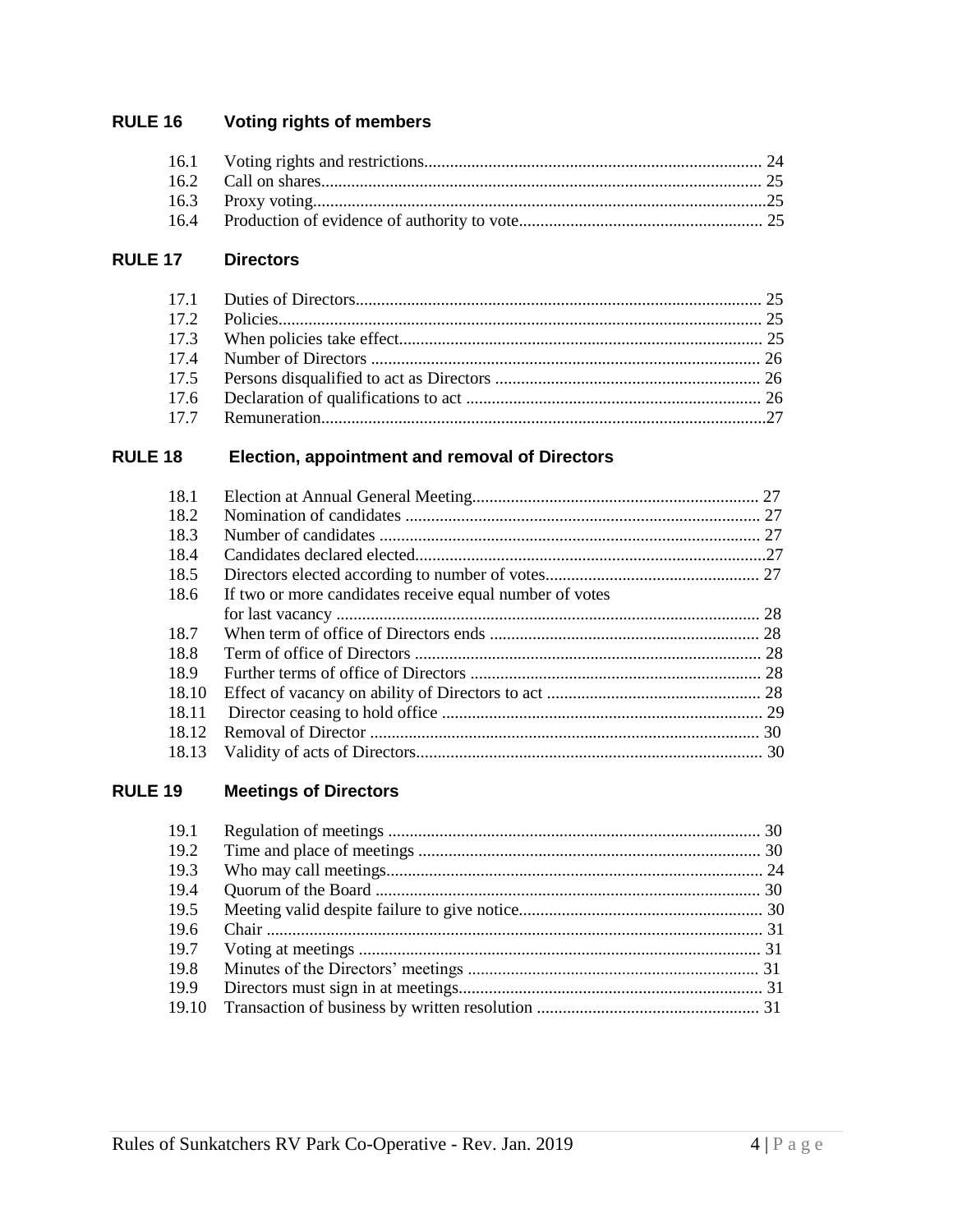## RULE 16 Voting rights of members

| | | |
|---|---|---|
| 16.1 | Voting rights and restrictions | 24 |
| 16.2 | Call on shares | 25 |
| 16.3 | Proxy voting | 25 |
| 16.4 | Production of evidence of authority to vote | 25 |

## RULE 17 Directors

| | | |
|---|---|---|
| 17.1 | Duties of Directors | 25 |
| 17.2 | Policies | 25 |
| 17.3 | When policies take effect | 25 |
| 17.4 | Number of Directors | 26 |
| 17.5 | Persons disqualified to act as Directors | 26 |
| 17.6 | Declaration of qualifications to act | 26 |
| 17.7 | Remuneration | 27 |

## RULE 18 Election, appointment and removal of Directors

| | | |
|---|---|---|
| 18.1 | Election at Annual General Meeting | 27 |
| 18.2 | Nomination of candidates | 27 |
| 18.3 | Number of candidates | 27 |
| 18.4 | Candidates declared elected | 27 |
| 18.5 | Directors elected according to number of votes | 27 |
| 18.6 | If two or more candidates receive equal number of votes for last vacancy | 28 |
| 18.7 | When term of office of Directors ends | 28 |
| 18.8 | Term of office of Directors | 28 |
| 18.9 | Further terms of office of Directors | 28 |
| 18.10 | Effect of vacancy on ability of Directors to act | 28 |
| 18.11 | Director ceasing to hold office | 29 |
| 18.12 | Removal of Director | 30 |
| 18.13 | Validity of acts of Directors | 30 |

## RULE 19 Meetings of Directors

| | | |
|---|---|---|
| 19.1 | Regulation of meetings | 30 |
| 19.2 | Time and place of meetings | 30 |
| 19.3 | Who may call meetings | 24 |
| 19.4 | Quorum of the Board | 30 |
| 19.5 | Meeting valid despite failure to give notice | 30 |
| 19.6 | Chair | 31 |
| 19.7 | Voting at meetings | 31 |
| 19.8 | Minutes of the Directors' meetings | 31 |
| 19.9 | Directors must sign in at meetings | 31 |
| 19.10 | Transaction of business by written resolution | 31 |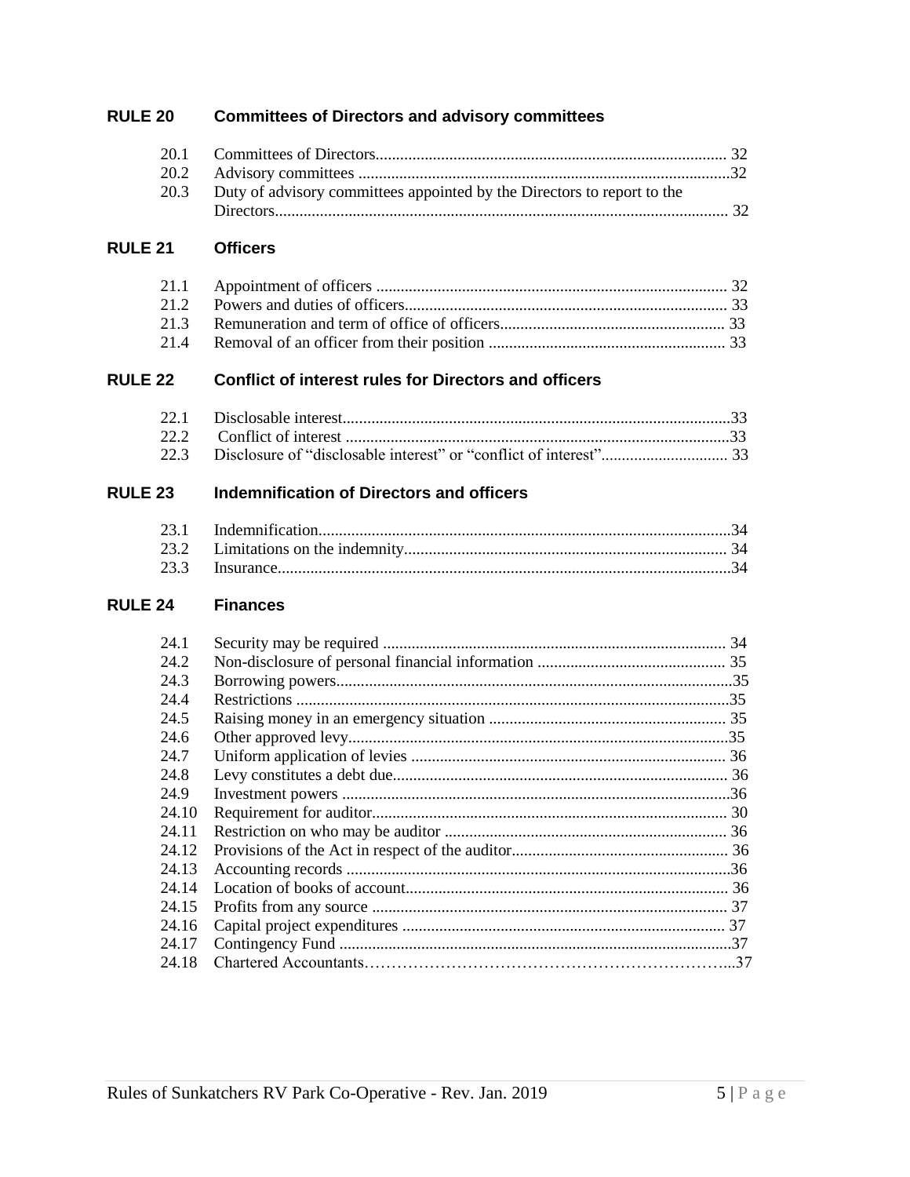## RULE 20 Committees of Directors and advisory committees

| | | |
|---|---|---|
| 20.1 | Committees of Directors | 32 |
| 20.2 | Advisory committees | 32 |
| 20.3 | Duty of advisory committees appointed by the Directors to report to the Directors | 32 |

## RULE 21 Officers

| | | |
|---|---|---|
| 21.1 | Appointment of officers | 32 |
| 21.2 | Powers and duties of officers | 33 |
| 21.3 | Remuneration and term of office of officers | 33 |
| 21.4 | Removal of an officer from their position | 33 |

## RULE 22 Conflict of interest rules for Directors and officers

| | | |
|---|---|---|
| 22.1 | Disclosable interest | 33 |
| 22.2 | Conflict of interest | 33 |
| 22.3 | Disclosure of "disclosable interest" or "conflict of interest" | 33 |

## RULE 23 Indemnification of Directors and officers

| | | |
|---|---|---|
| 23.1 | Indemnification | 34 |
| 23.2 | Limitations on the indemnity | 34 |
| 23.3 | Insurance | 34 |

## RULE 24 Finances

| | | |
|---|---|---|
| 24.1 | Security may be required | 34 |
| 24.2 | Non-disclosure of personal financial information | 35 |
| 24.3 | Borrowing powers | 35 |
| 24.4 | Restrictions | 35 |
| 24.5 | Raising money in an emergency situation | 35 |
| 24.6 | Other approved levy | 35 |
| 24.7 | Uniform application of levies | 36 |
| 24.8 | Levy constitutes a debt due | 36 |
| 24.9 | Investment powers | 36 |
| 24.10 | Requirement for auditor | 30 |
| 24.11 | Restriction on who may be auditor | 36 |
| 24.12 | Provisions of the Act in respect of the auditor | 36 |
| 24.13 | Accounting records | 36 |
| 24.14 | Location of books of account | 36 |
| 24.15 | Profits from any source | 37 |
| 24.16 | Capital project expenditures | 37 |
| 24.17 | Contingency Fund | 37 |
| 24.18 | Chartered Accountants | 37 |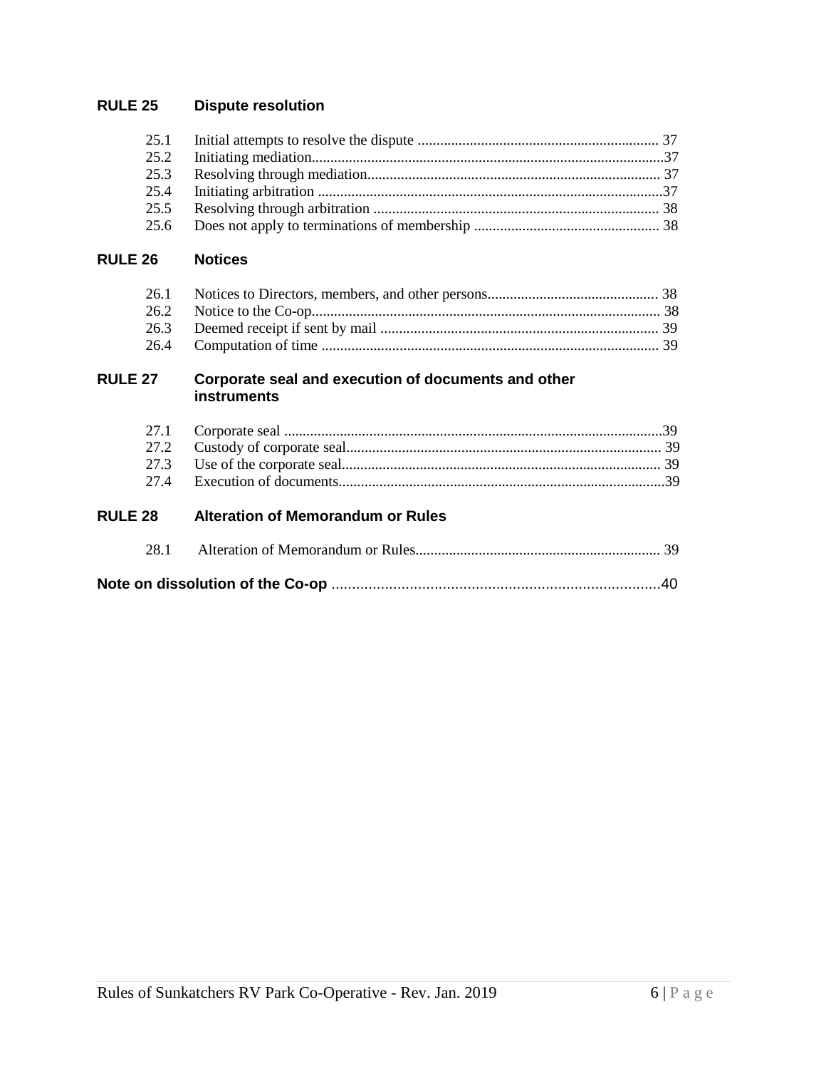**RULE 25 Dispute resolution**

| | | |
|---|---|---|
| 25.1 | Initial attempts to resolve the dispute | 37 |
| 25.2 | Initiating mediation | 37 |
| 25.3 | Resolving through mediation | 37 |
| 25.4 | Initiating arbitration | 37 |
| 25.5 | Resolving through arbitration | 38 |
| 25.6 | Does not apply to terminations of membership | 38 |

**RULE 26 Notices**

| | | |
|---|---|---|
| 26.1 | Notices to Directors, members, and other persons | 38 |
| 26.2 | Notice to the Co-op | 38 |
| 26.3 | Deemed receipt if sent by mail | 39 |
| 26.4 | Computation of time | 39 |

**RULE 27 Corporate seal and execution of documents and other instruments**

| | | |
|---|---|---|
| 27.1 | Corporate seal | 39 |
| 27.2 | Custody of corporate seal | 39 |
| 27.3 | Use of the corporate seal | 39 |
| 27.4 | Execution of documents | 39 |

**RULE 28 Alteration of Memorandum or Rules**

| | | |
|---|---|---|
| 28.1 | Alteration of Memorandum or Rules | 39 |

**Note on dissolution of the Co-op** .......... 40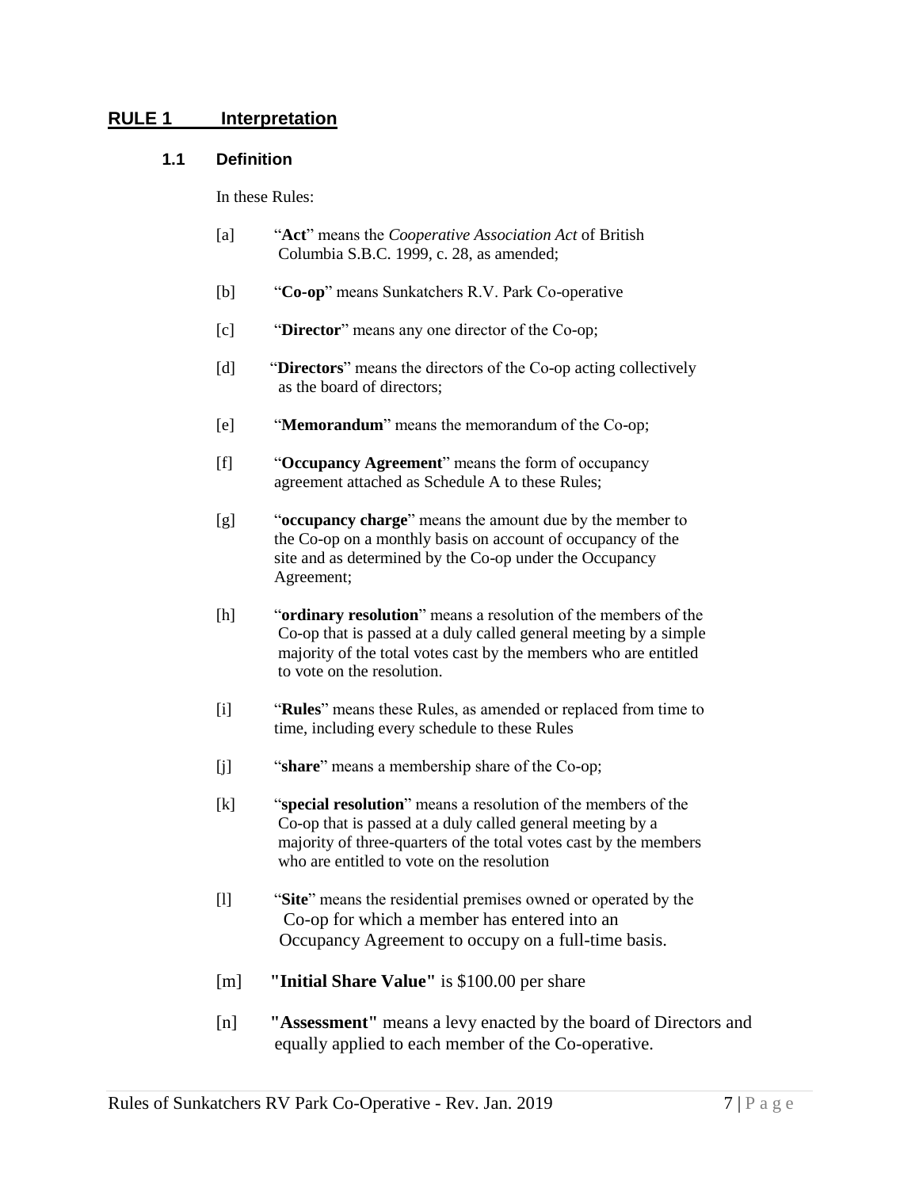## RULE 1 Interpretation

### 1.1 Definition

In these Rules:

[a] "**Act**" means the *Cooperative Association Act* of British Columbia S.B.C. 1999, c. 28, as amended;

[b] "**Co-op**" means Sunkatchers R.V. Park Co-operative

[c] "**Director**" means any one director of the Co-op;

[d] "**Directors**" means the directors of the Co-op acting collectively as the board of directors;

[e] "**Memorandum**" means the memorandum of the Co-op;

[f] "**Occupancy Agreement**" means the form of occupancy agreement attached as Schedule A to these Rules;

[g] "**occupancy charge**" means the amount due by the member to the Co-op on a monthly basis on account of occupancy of the site and as determined by the Co-op under the Occupancy Agreement;

[h] "**ordinary resolution**" means a resolution of the members of the Co-op that is passed at a duly called general meeting by a simple majority of the total votes cast by the members who are entitled to vote on the resolution.

[i] "**Rules**" means these Rules, as amended or replaced from time to time, including every schedule to these Rules

[j] "**share**" means a membership share of the Co-op;

[k] "**special resolution**" means a resolution of the members of the Co-op that is passed at a duly called general meeting by a majority of three-quarters of the total votes cast by the members who are entitled to vote on the resolution

[l] "**Site**" means the residential premises owned or operated by the Co-op for which a member has entered into an Occupancy Agreement to occupy on a full-time basis.

[m] **"Initial Share Value"** is $100.00 per share

[n] **"Assessment"** means a levy enacted by the board of Directors and equally applied to each member of the Co-operative.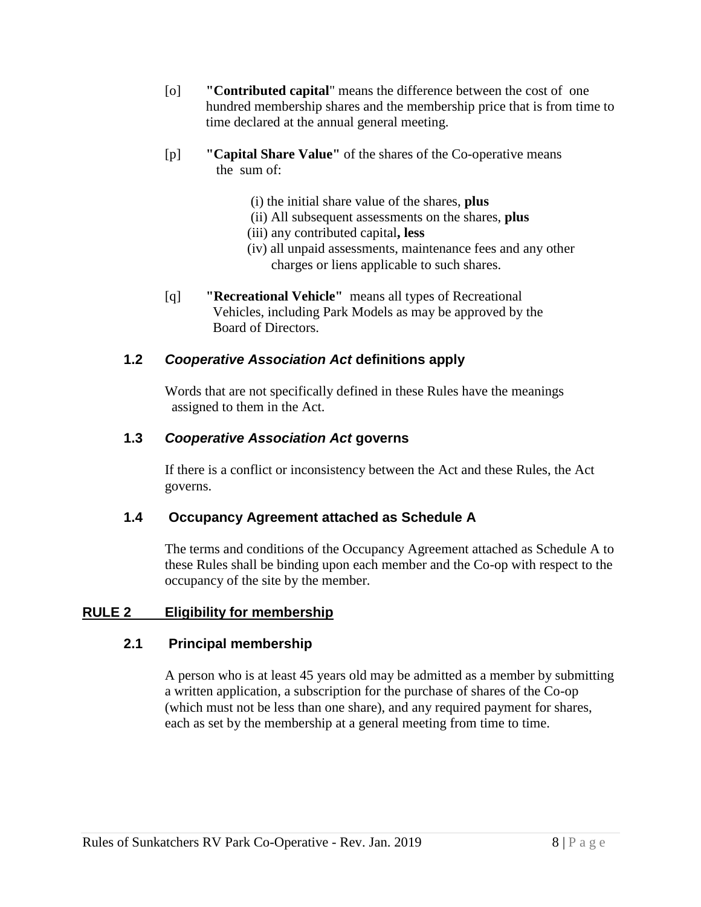[o] **"Contributed capital"** means the difference between the cost of one hundred membership shares and the membership price that is from time to time declared at the annual general meeting.

[p] **"Capital Share Value"** of the shares of the Co-operative means the sum of:

(i) the initial share value of the shares, **plus**
(ii) All subsequent assessments on the shares, **plus**
(iii) any contributed capital**, less**
(iv) all unpaid assessments, maintenance fees and any other charges or liens applicable to such shares.

[q] **"Recreational Vehicle"** means all types of Recreational Vehicles, including Park Models as may be approved by the Board of Directors.

### 1.2 *Cooperative Association Act* definitions apply

Words that are not specifically defined in these Rules have the meanings assigned to them in the Act.

### 1.3 *Cooperative Association Act* governs

If there is a conflict or inconsistency between the Act and these Rules, the Act governs.

### 1.4 Occupancy Agreement attached as Schedule A

The terms and conditions of the Occupancy Agreement attached as Schedule A to these Rules shall be binding upon each member and the Co-op with respect to the occupancy of the site by the member.

## RULE 2 Eligibility for membership

### 2.1 Principal membership

A person who is at least 45 years old may be admitted as a member by submitting a written application, a subscription for the purchase of shares of the Co-op (which must not be less than one share), and any required payment for shares, each as set by the membership at a general meeting from time to time.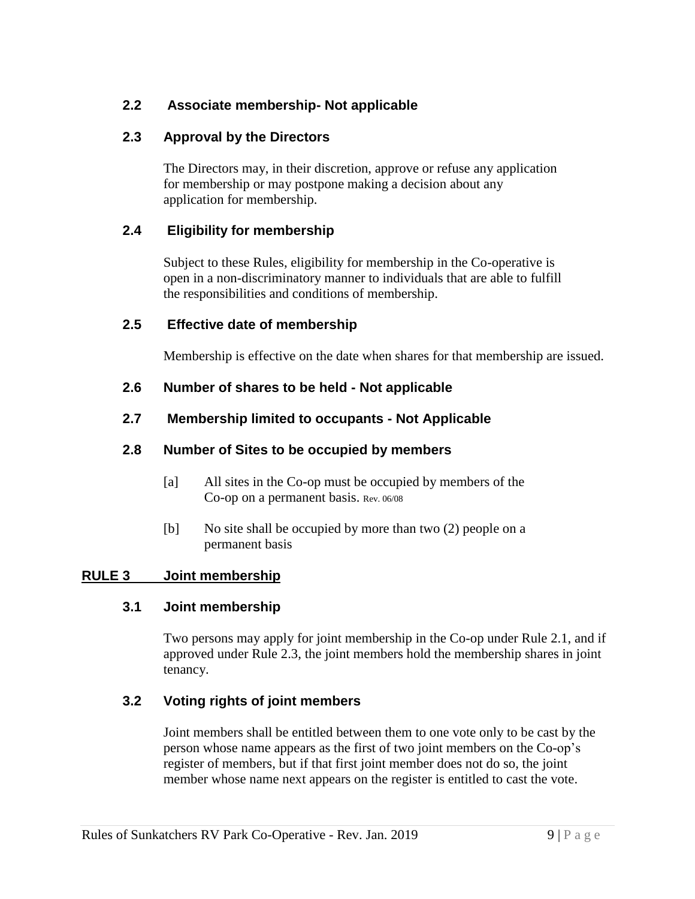### 2.2 Associate membership- Not applicable

### 2.3 Approval by the Directors

The Directors may, in their discretion, approve or refuse any application for membership or may postpone making a decision about any application for membership.

### 2.4 Eligibility for membership

Subject to these Rules, eligibility for membership in the Co-operative is open in a non-discriminatory manner to individuals that are able to fulfill the responsibilities and conditions of membership.

### 2.5 Effective date of membership

Membership is effective on the date when shares for that membership are issued.

### 2.6 Number of shares to be held - Not applicable

### 2.7 Membership limited to occupants - Not Applicable

### 2.8 Number of Sites to be occupied by members

[a] All sites in the Co-op must be occupied by members of the Co-op on a permanent basis. Rev. 06/08

[b] No site shall be occupied by more than two (2) people on a permanent basis

## RULE 3 Joint membership

### 3.1 Joint membership

Two persons may apply for joint membership in the Co-op under Rule 2.1, and if approved under Rule 2.3, the joint members hold the membership shares in joint tenancy.

### 3.2 Voting rights of joint members

Joint members shall be entitled between them to one vote only to be cast by the person whose name appears as the first of two joint members on the Co-op's register of members, but if that first joint member does not do so, the joint member whose name next appears on the register is entitled to cast the vote.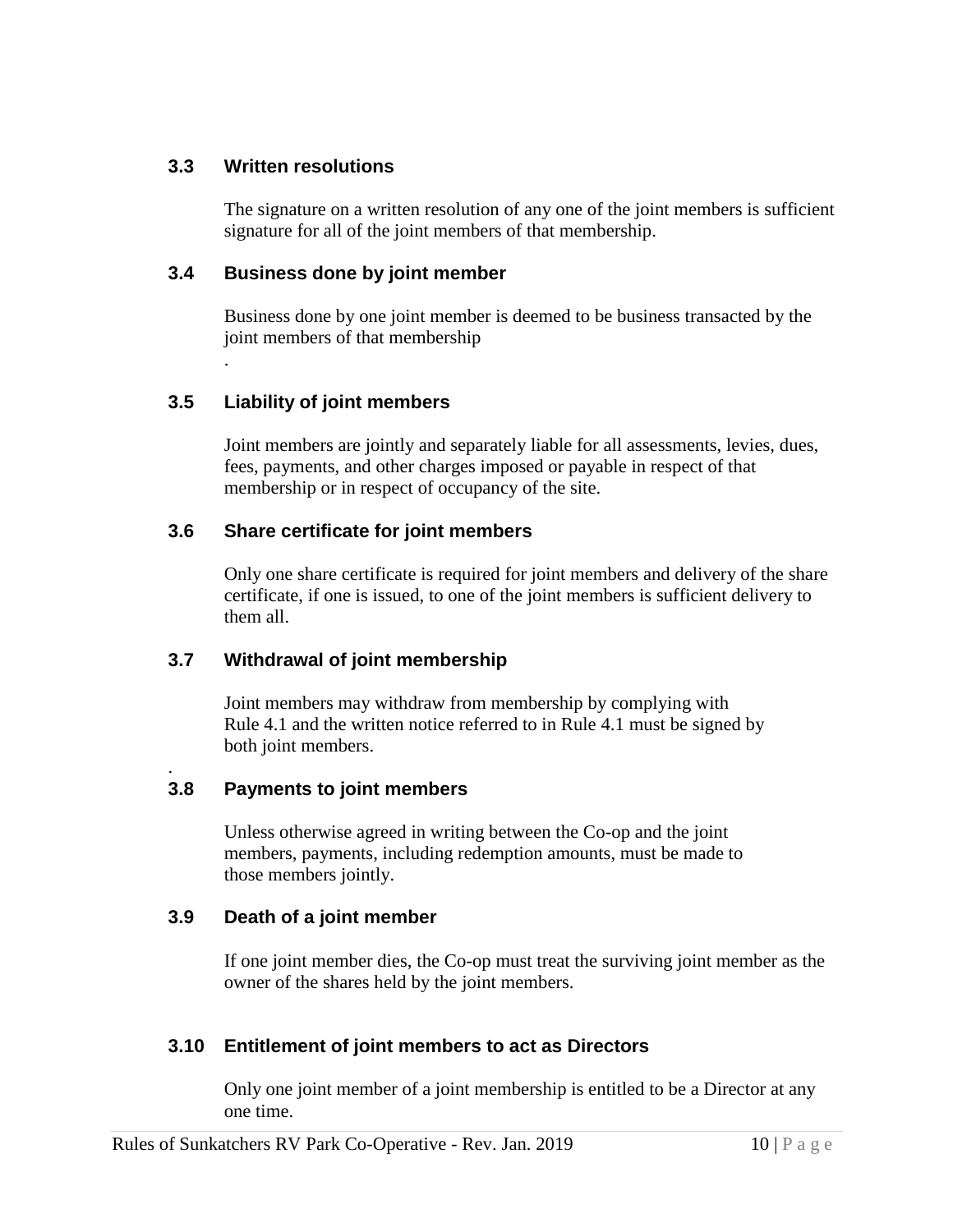### 3.3 Written resolutions

The signature on a written resolution of any one of the joint members is sufficient signature for all of the joint members of that membership.

### 3.4 Business done by joint member

Business done by one joint member is deemed to be business transacted by the joint members of that membership
.

### 3.5 Liability of joint members

Joint members are jointly and separately liable for all assessments, levies, dues, fees, payments, and other charges imposed or payable in respect of that membership or in respect of occupancy of the site.

### 3.6 Share certificate for joint members

Only one share certificate is required for joint members and delivery of the share certificate, if one is issued, to one of the joint members is sufficient delivery to them all.

### 3.7 Withdrawal of joint membership

Joint members may withdraw from membership by complying with Rule 4.1 and the written notice referred to in Rule 4.1 must be signed by both joint members.

.

### 3.8 Payments to joint members

Unless otherwise agreed in writing between the Co-op and the joint members, payments, including redemption amounts, must be made to those members jointly.

### 3.9 Death of a joint member

If one joint member dies, the Co-op must treat the surviving joint member as the owner of the shares held by the joint members.

### 3.10 Entitlement of joint members to act as Directors

Only one joint member of a joint membership is entitled to be a Director at any one time.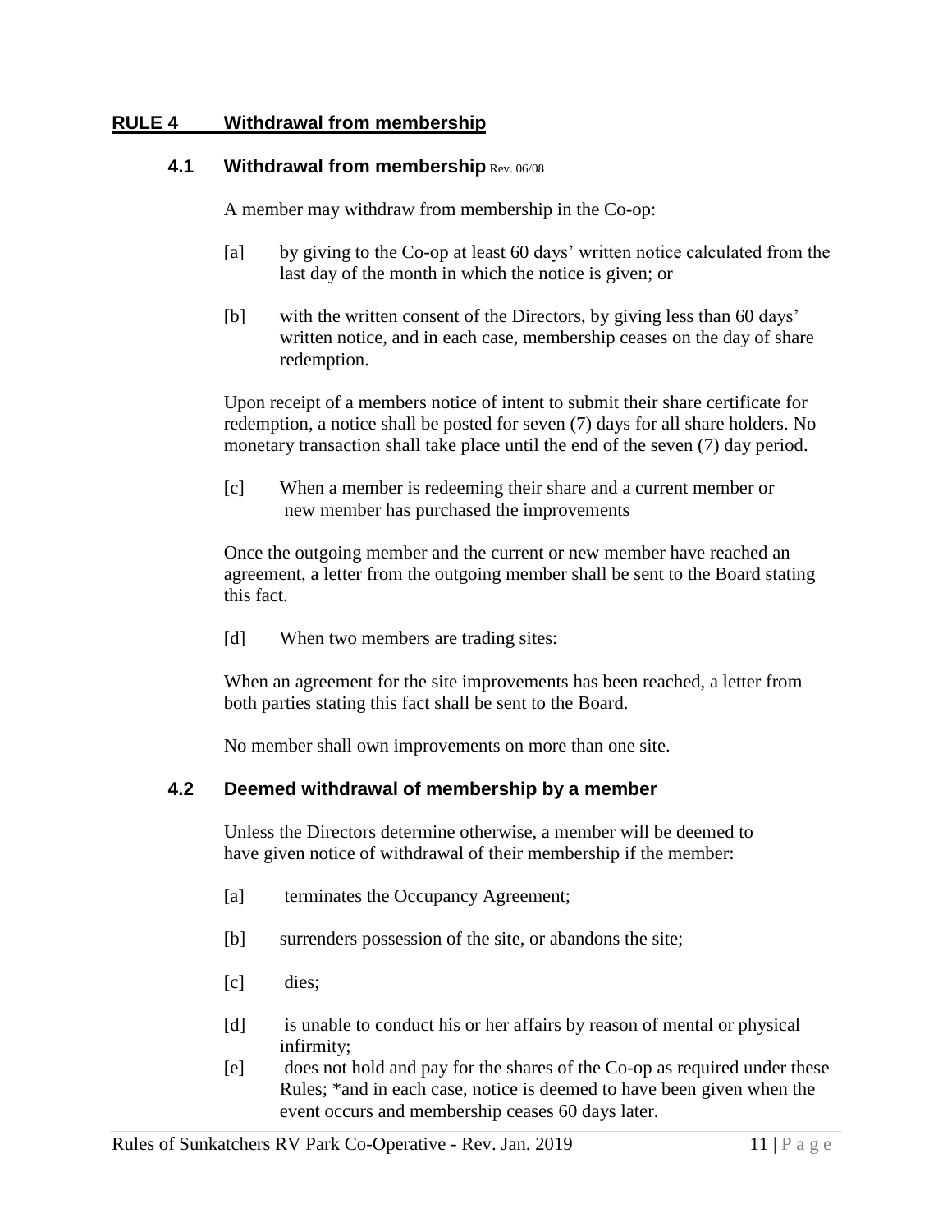## RULE 4 Withdrawal from membership

### 4.1 Withdrawal from membership Rev. 06/08

A member may withdraw from membership in the Co-op:

[a] by giving to the Co-op at least 60 days' written notice calculated from the last day of the month in which the notice is given; or

[b] with the written consent of the Directors, by giving less than 60 days' written notice, and in each case, membership ceases on the day of share redemption.

Upon receipt of a members notice of intent to submit their share certificate for redemption, a notice shall be posted for seven (7) days for all share holders. No monetary transaction shall take place until the end of the seven (7) day period.

[c] When a member is redeeming their share and a current member or new member has purchased the improvements

Once the outgoing member and the current or new member have reached an agreement, a letter from the outgoing member shall be sent to the Board stating this fact.

[d] When two members are trading sites:

When an agreement for the site improvements has been reached, a letter from both parties stating this fact shall be sent to the Board.

No member shall own improvements on more than one site.

### 4.2 Deemed withdrawal of membership by a member

Unless the Directors determine otherwise, a member will be deemed to have given notice of withdrawal of their membership if the member:

[a] terminates the Occupancy Agreement;

[b] surrenders possession of the site, or abandons the site;

[c] dies;

[d] is unable to conduct his or her affairs by reason of mental or physical infirmity;

[e] does not hold and pay for the shares of the Co-op as required under these Rules; *and in each case, notice is deemed to have been given when the event occurs and membership ceases 60 days later.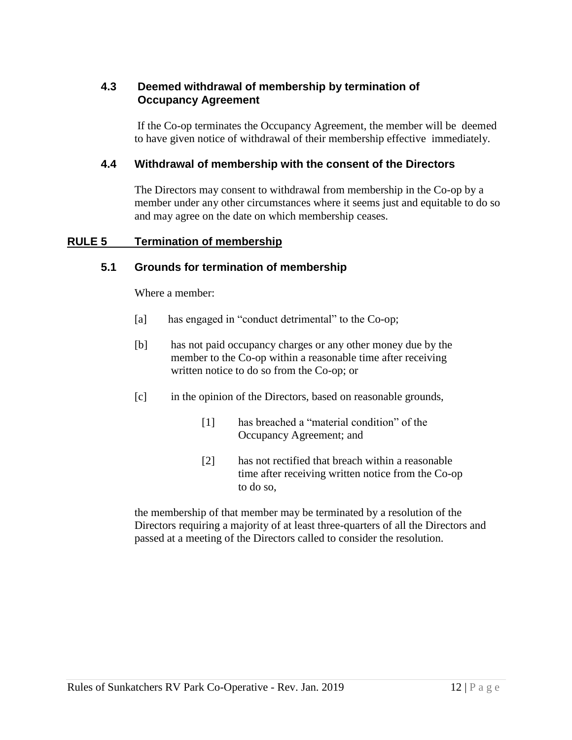### 4.3 Deemed withdrawal of membership by termination of Occupancy Agreement

If the Co-op terminates the Occupancy Agreement, the member will be deemed to have given notice of withdrawal of their membership effective immediately.

### 4.4 Withdrawal of membership with the consent of the Directors

The Directors may consent to withdrawal from membership in the Co-op by a member under any other circumstances where it seems just and equitable to do so and may agree on the date on which membership ceases.

## RULE 5 Termination of membership

### 5.1 Grounds for termination of membership

Where a member:

[a] has engaged in "conduct detrimental" to the Co-op;

[b] has not paid occupancy charges or any other money due by the member to the Co-op within a reasonable time after receiving written notice to do so from the Co-op; or

[c] in the opinion of the Directors, based on reasonable grounds,

> [1] has breached a "material condition" of the Occupancy Agreement; and
>
> [2] has not rectified that breach within a reasonable time after receiving written notice from the Co-op to do so,

the membership of that member may be terminated by a resolution of the Directors requiring a majority of at least three-quarters of all the Directors and passed at a meeting of the Directors called to consider the resolution.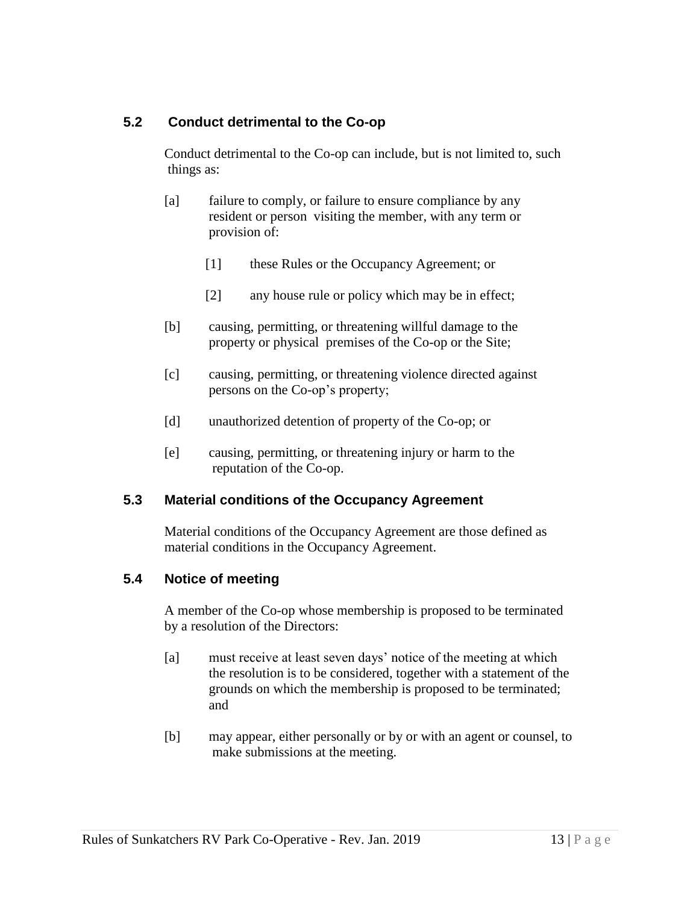### 5.2 Conduct detrimental to the Co-op

Conduct detrimental to the Co-op can include, but is not limited to, such things as:

[a] failure to comply, or failure to ensure compliance by any resident or person visiting the member, with any term or provision of:

[1] these Rules or the Occupancy Agreement; or

[2] any house rule or policy which may be in effect;

[b] causing, permitting, or threatening willful damage to the property or physical premises of the Co-op or the Site;

[c] causing, permitting, or threatening violence directed against persons on the Co-op's property;

[d] unauthorized detention of property of the Co-op; or

[e] causing, permitting, or threatening injury or harm to the reputation of the Co-op.

### 5.3 Material conditions of the Occupancy Agreement

Material conditions of the Occupancy Agreement are those defined as material conditions in the Occupancy Agreement.

### 5.4 Notice of meeting

A member of the Co-op whose membership is proposed to be terminated by a resolution of the Directors:

[a] must receive at least seven days' notice of the meeting at which the resolution is to be considered, together with a statement of the grounds on which the membership is proposed to be terminated; and

[b] may appear, either personally or by or with an agent or counsel, to make submissions at the meeting.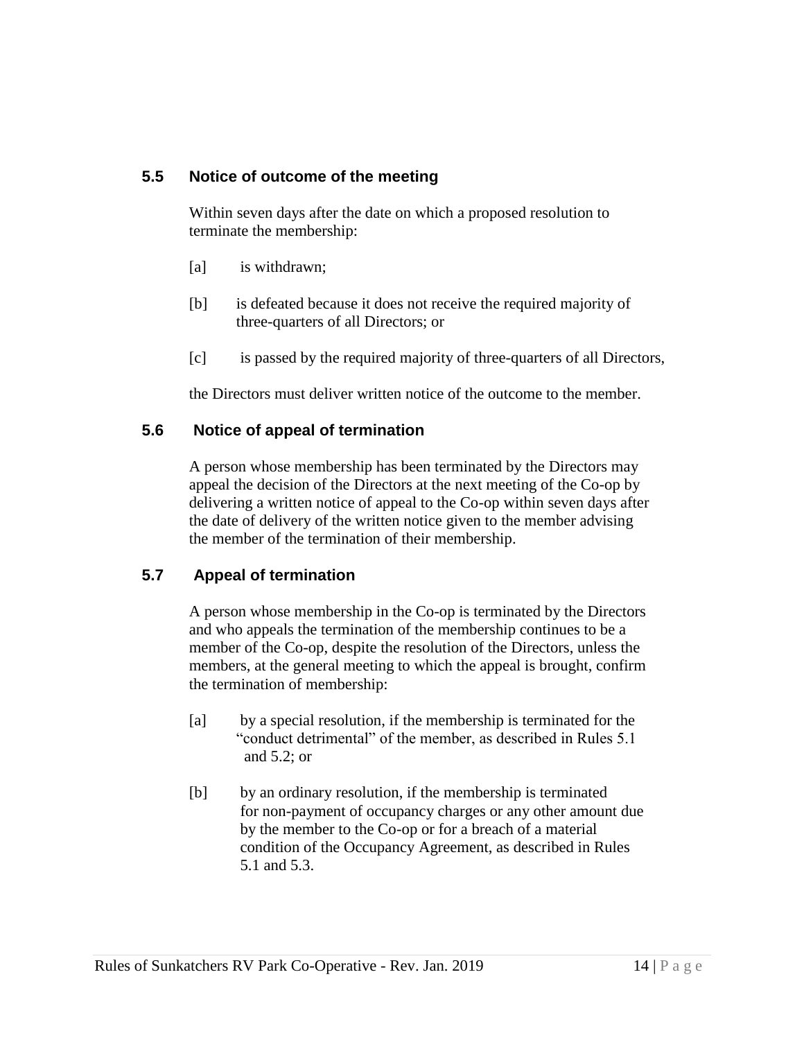### 5.5 Notice of outcome of the meeting

Within seven days after the date on which a proposed resolution to terminate the membership:

[a] is withdrawn;

[b] is defeated because it does not receive the required majority of three-quarters of all Directors; or

[c] is passed by the required majority of three-quarters of all Directors,

the Directors must deliver written notice of the outcome to the member.

### 5.6 Notice of appeal of termination

A person whose membership has been terminated by the Directors may appeal the decision of the Directors at the next meeting of the Co-op by delivering a written notice of appeal to the Co-op within seven days after the date of delivery of the written notice given to the member advising the member of the termination of their membership.

### 5.7 Appeal of termination

A person whose membership in the Co-op is terminated by the Directors and who appeals the termination of the membership continues to be a member of the Co-op, despite the resolution of the Directors, unless the members, at the general meeting to which the appeal is brought, confirm the termination of membership:

[a] by a special resolution, if the membership is terminated for the "conduct detrimental" of the member, as described in Rules 5.1 and 5.2; or

[b] by an ordinary resolution, if the membership is terminated for non-payment of occupancy charges or any other amount due by the member to the Co-op or for a breach of a material condition of the Occupancy Agreement, as described in Rules 5.1 and 5.3.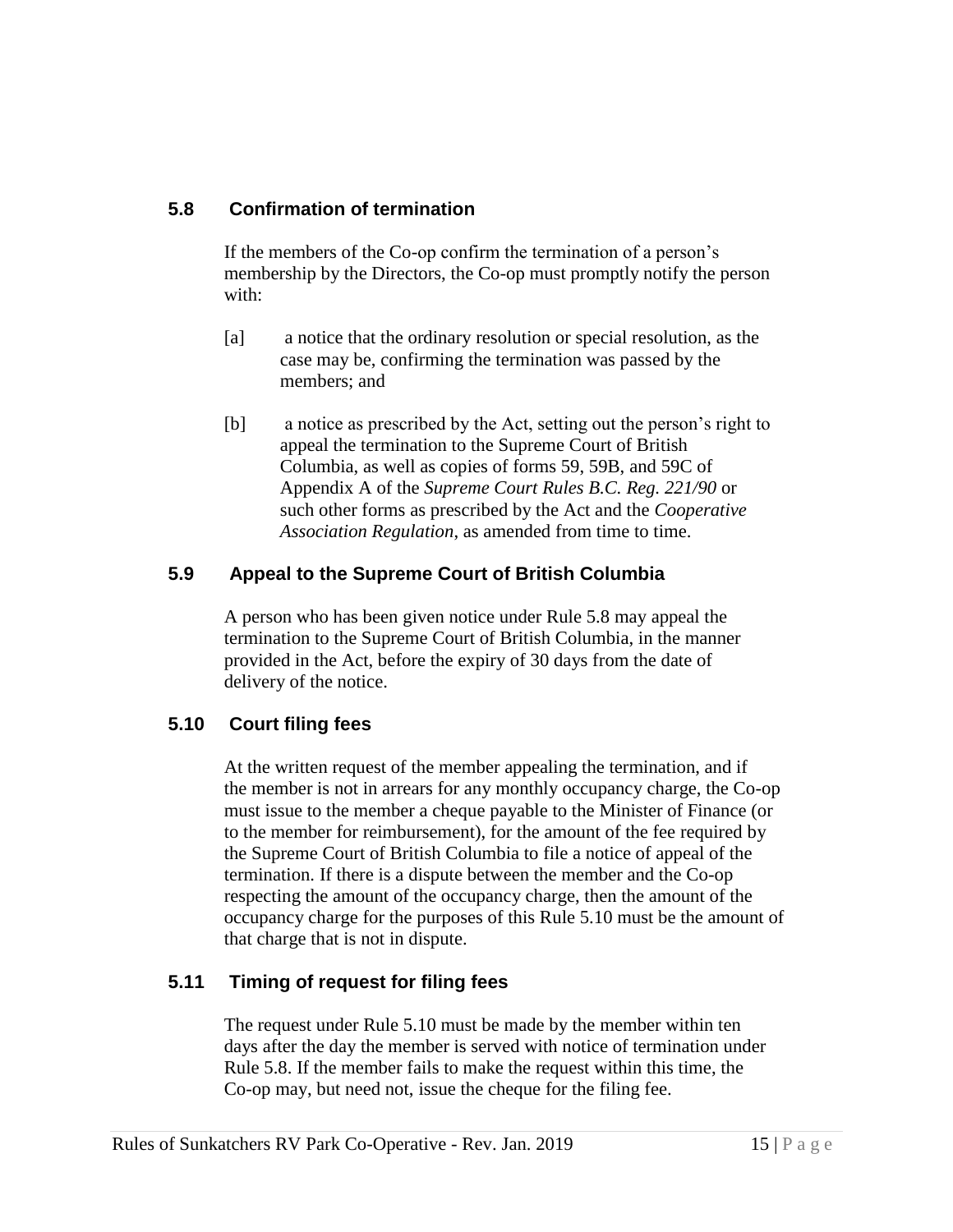### 5.8 Confirmation of termination

If the members of the Co-op confirm the termination of a person's membership by the Directors, the Co-op must promptly notify the person with:

[a] a notice that the ordinary resolution or special resolution, as the case may be, confirming the termination was passed by the members; and

[b] a notice as prescribed by the Act, setting out the person's right to appeal the termination to the Supreme Court of British Columbia, as well as copies of forms 59, 59B, and 59C of Appendix A of the *Supreme Court Rules B.C. Reg. 221/90* or such other forms as prescribed by the Act and the *Cooperative Association Regulation*, as amended from time to time.

### 5.9 Appeal to the Supreme Court of British Columbia

A person who has been given notice under Rule 5.8 may appeal the termination to the Supreme Court of British Columbia, in the manner provided in the Act, before the expiry of 30 days from the date of delivery of the notice.

### 5.10 Court filing fees

At the written request of the member appealing the termination, and if the member is not in arrears for any monthly occupancy charge, the Co-op must issue to the member a cheque payable to the Minister of Finance (or to the member for reimbursement), for the amount of the fee required by the Supreme Court of British Columbia to file a notice of appeal of the termination. If there is a dispute between the member and the Co-op respecting the amount of the occupancy charge, then the amount of the occupancy charge for the purposes of this Rule 5.10 must be the amount of that charge that is not in dispute.

### 5.11 Timing of request for filing fees

The request under Rule 5.10 must be made by the member within ten days after the day the member is served with notice of termination under Rule 5.8. If the member fails to make the request within this time, the Co-op may, but need not, issue the cheque for the filing fee.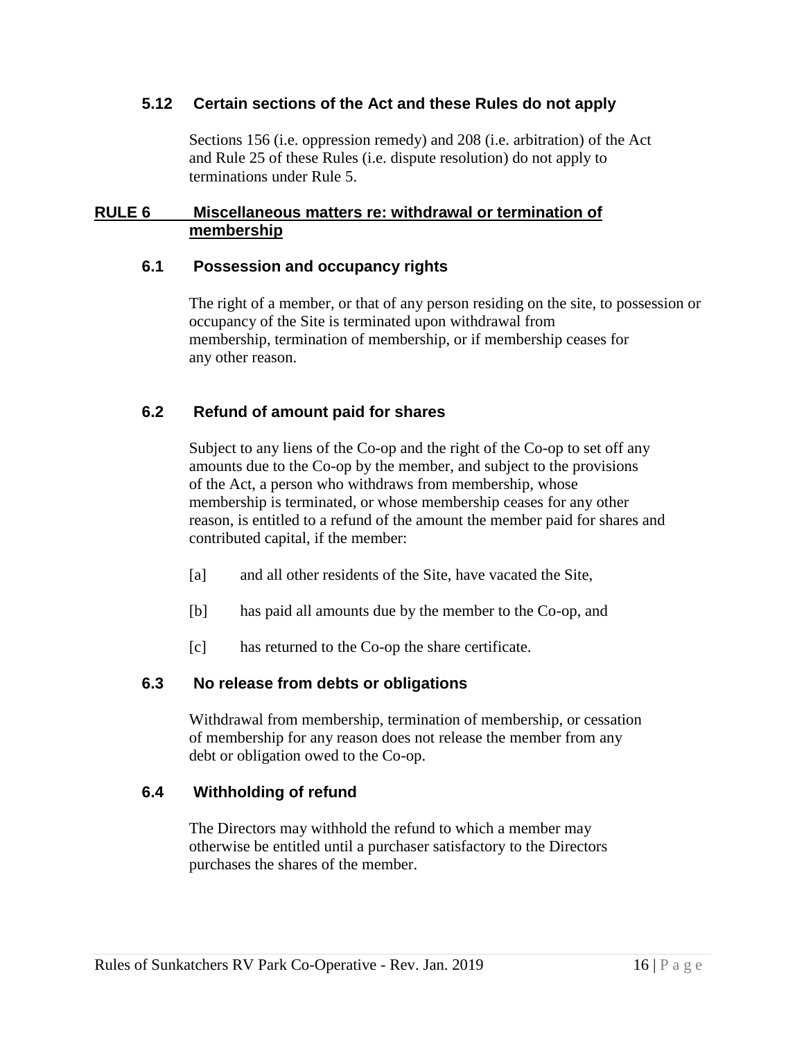### 5.12 Certain sections of the Act and these Rules do not apply

Sections 156 (i.e. oppression remedy) and 208 (i.e. arbitration) of the Act and Rule 25 of these Rules (i.e. dispute resolution) do not apply to terminations under Rule 5.

## RULE 6 Miscellaneous matters re: withdrawal or termination of membership

### 6.1 Possession and occupancy rights

The right of a member, or that of any person residing on the site, to possession or occupancy of the Site is terminated upon withdrawal from membership, termination of membership, or if membership ceases for any other reason.

### 6.2 Refund of amount paid for shares

Subject to any liens of the Co-op and the right of the Co-op to set off any amounts due to the Co-op by the member, and subject to the provisions of the Act, a person who withdraws from membership, whose membership is terminated, or whose membership ceases for any other reason, is entitled to a refund of the amount the member paid for shares and contributed capital, if the member:

[a] and all other residents of the Site, have vacated the Site,

[b] has paid all amounts due by the member to the Co-op, and

[c] has returned to the Co-op the share certificate.

### 6.3 No release from debts or obligations

Withdrawal from membership, termination of membership, or cessation of membership for any reason does not release the member from any debt or obligation owed to the Co-op.

### 6.4 Withholding of refund

The Directors may withhold the refund to which a member may otherwise be entitled until a purchaser satisfactory to the Directors purchases the shares of the member.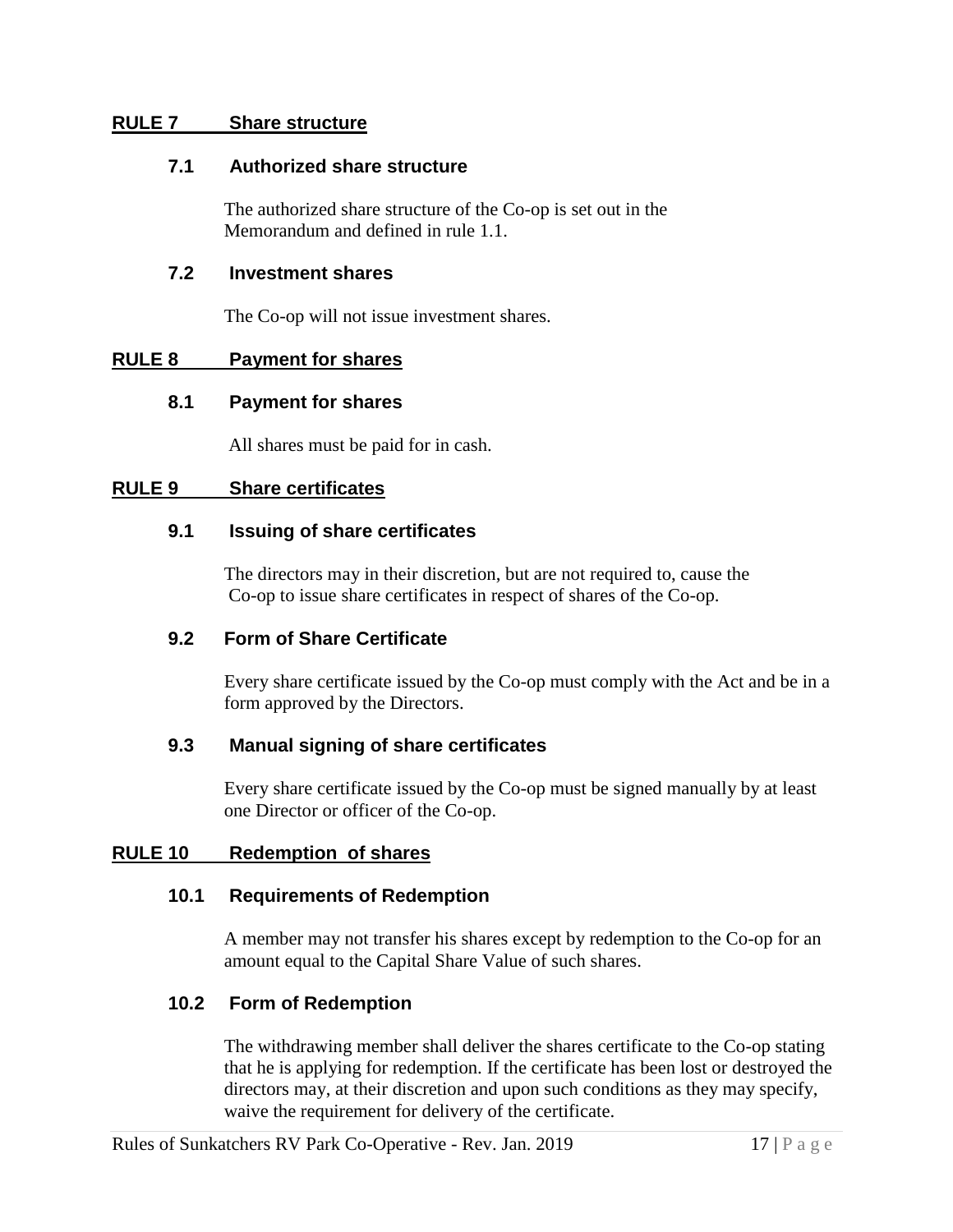## RULE 7 Share structure

### 7.1 Authorized share structure

The authorized share structure of the Co-op is set out in the Memorandum and defined in rule 1.1.

### 7.2 Investment shares

The Co-op will not issue investment shares.

## RULE 8 Payment for shares

### 8.1 Payment for shares

All shares must be paid for in cash.

## RULE 9 Share certificates

### 9.1 Issuing of share certificates

The directors may in their discretion, but are not required to, cause the Co-op to issue share certificates in respect of shares of the Co-op.

### 9.2 Form of Share Certificate

Every share certificate issued by the Co-op must comply with the Act and be in a form approved by the Directors.

### 9.3 Manual signing of share certificates

Every share certificate issued by the Co-op must be signed manually by at least one Director or officer of the Co-op.

## RULE 10 Redemption of shares

### 10.1 Requirements of Redemption

A member may not transfer his shares except by redemption to the Co-op for an amount equal to the Capital Share Value of such shares.

### 10.2 Form of Redemption

The withdrawing member shall deliver the shares certificate to the Co-op stating that he is applying for redemption. If the certificate has been lost or destroyed the directors may, at their discretion and upon such conditions as they may specify, waive the requirement for delivery of the certificate.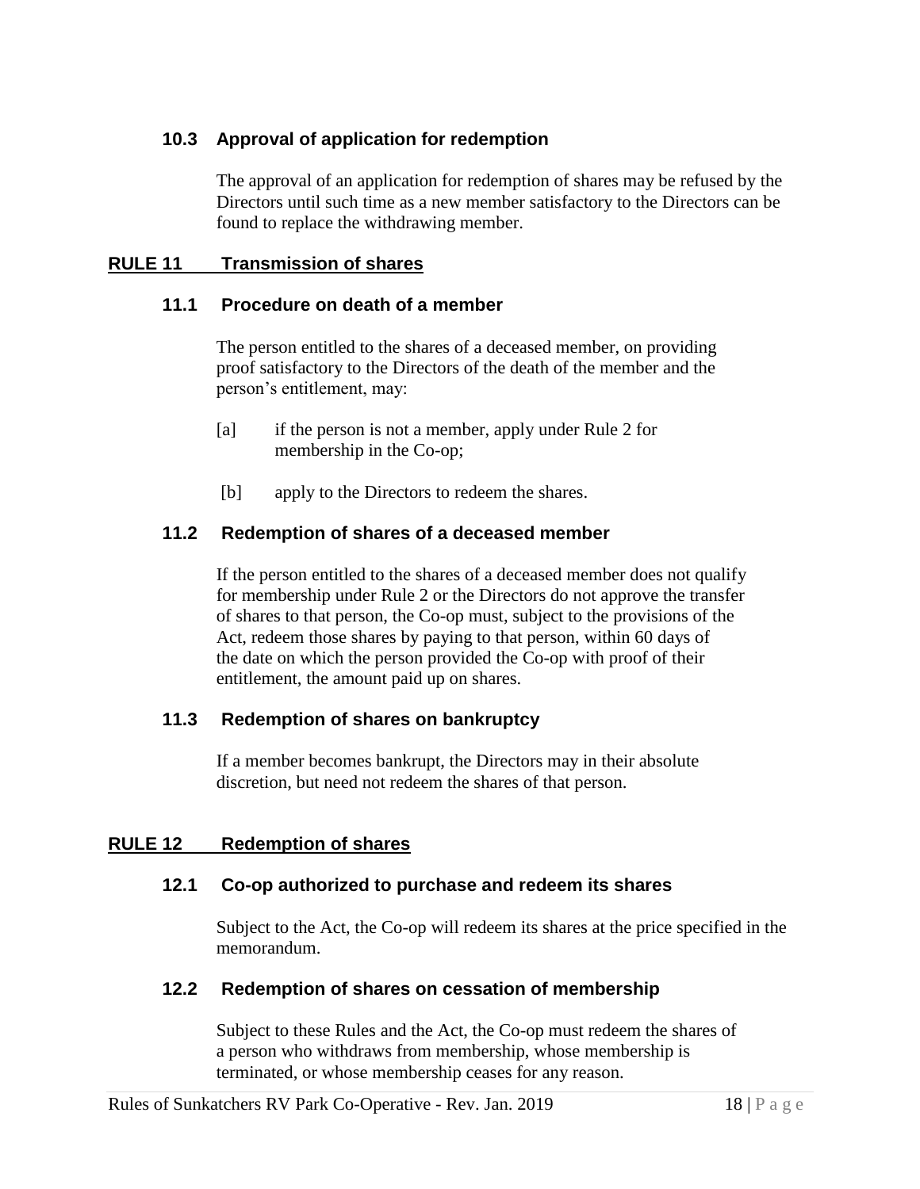### 10.3 Approval of application for redemption

The approval of an application for redemption of shares may be refused by the Directors until such time as a new member satisfactory to the Directors can be found to replace the withdrawing member.

## RULE 11 Transmission of shares

### 11.1 Procedure on death of a member

The person entitled to the shares of a deceased member, on providing proof satisfactory to the Directors of the death of the member and the person's entitlement, may:

[a] if the person is not a member, apply under Rule 2 for membership in the Co-op;

[b] apply to the Directors to redeem the shares.

### 11.2 Redemption of shares of a deceased member

If the person entitled to the shares of a deceased member does not qualify for membership under Rule 2 or the Directors do not approve the transfer of shares to that person, the Co-op must, subject to the provisions of the Act, redeem those shares by paying to that person, within 60 days of the date on which the person provided the Co-op with proof of their entitlement, the amount paid up on shares.

### 11.3 Redemption of shares on bankruptcy

If a member becomes bankrupt, the Directors may in their absolute discretion, but need not redeem the shares of that person.

## RULE 12 Redemption of shares

### 12.1 Co-op authorized to purchase and redeem its shares

Subject to the Act, the Co-op will redeem its shares at the price specified in the memorandum.

### 12.2 Redemption of shares on cessation of membership

Subject to these Rules and the Act, the Co-op must redeem the shares of a person who withdraws from membership, whose membership is terminated, or whose membership ceases for any reason.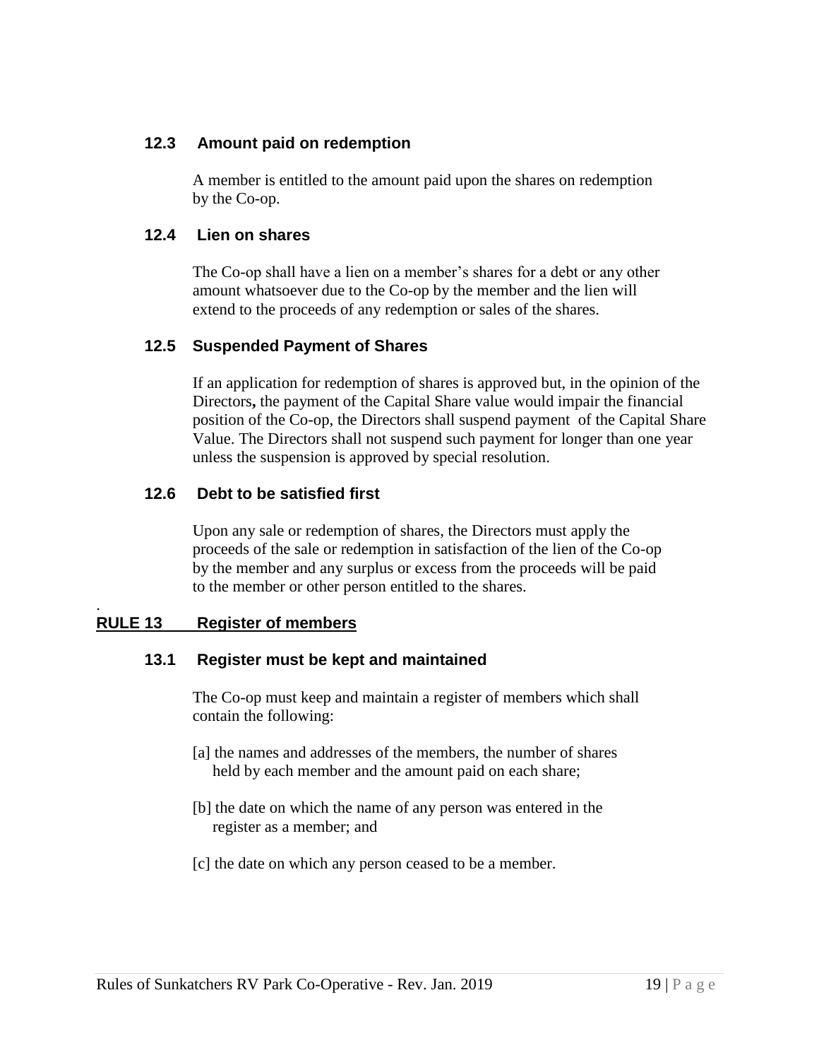### 12.3 Amount paid on redemption

A member is entitled to the amount paid upon the shares on redemption by the Co-op.

### 12.4 Lien on shares

The Co-op shall have a lien on a member's shares for a debt or any other amount whatsoever due to the Co-op by the member and the lien will extend to the proceeds of any redemption or sales of the shares.

### 12.5 Suspended Payment of Shares

If an application for redemption of shares is approved but, in the opinion of the Directors**,** the payment of the Capital Share value would impair the financial position of the Co-op, the Directors shall suspend payment of the Capital Share Value. The Directors shall not suspend such payment for longer than one year unless the suspension is approved by special resolution.

### 12.6 Debt to be satisfied first

Upon any sale or redemption of shares, the Directors must apply the proceeds of the sale or redemption in satisfaction of the lien of the Co-op by the member and any surplus or excess from the proceeds will be paid to the member or other person entitled to the shares.

## RULE 13 Register of members

### 13.1 Register must be kept and maintained

The Co-op must keep and maintain a register of members which shall contain the following:

[a] the names and addresses of the members, the number of shares held by each member and the amount paid on each share;

[b] the date on which the name of any person was entered in the register as a member; and

[c] the date on which any person ceased to be a member.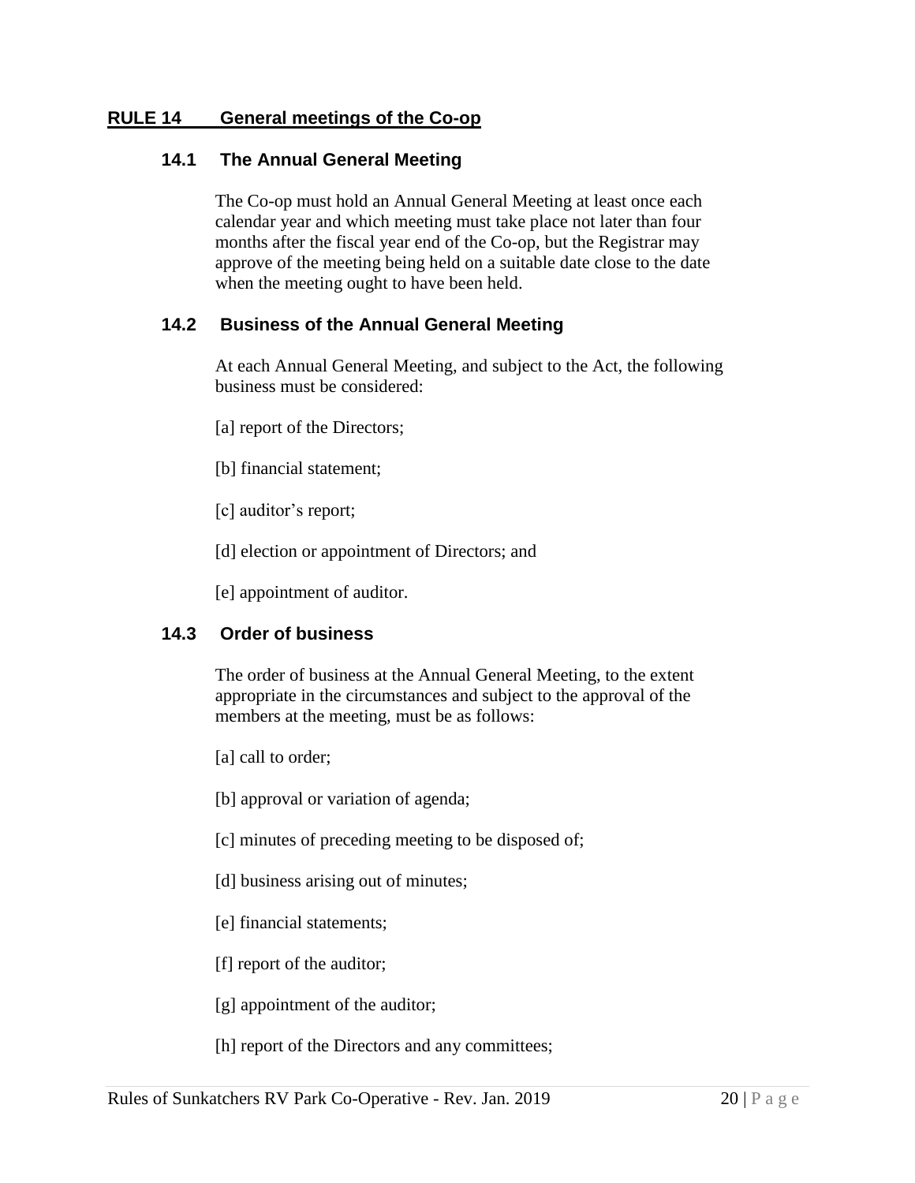## RULE 14 General meetings of the Co-op

### 14.1 The Annual General Meeting

The Co-op must hold an Annual General Meeting at least once each calendar year and which meeting must take place not later than four months after the fiscal year end of the Co-op, but the Registrar may approve of the meeting being held on a suitable date close to the date when the meeting ought to have been held.

### 14.2 Business of the Annual General Meeting

At each Annual General Meeting, and subject to the Act, the following business must be considered:

[a] report of the Directors;

[b] financial statement;

[c] auditor's report;

[d] election or appointment of Directors; and

[e] appointment of auditor.

### 14.3 Order of business

The order of business at the Annual General Meeting, to the extent appropriate in the circumstances and subject to the approval of the members at the meeting, must be as follows:

[a] call to order;

[b] approval or variation of agenda;

[c] minutes of preceding meeting to be disposed of;

[d] business arising out of minutes;

[e] financial statements;

[f] report of the auditor;

[g] appointment of the auditor;

[h] report of the Directors and any committees;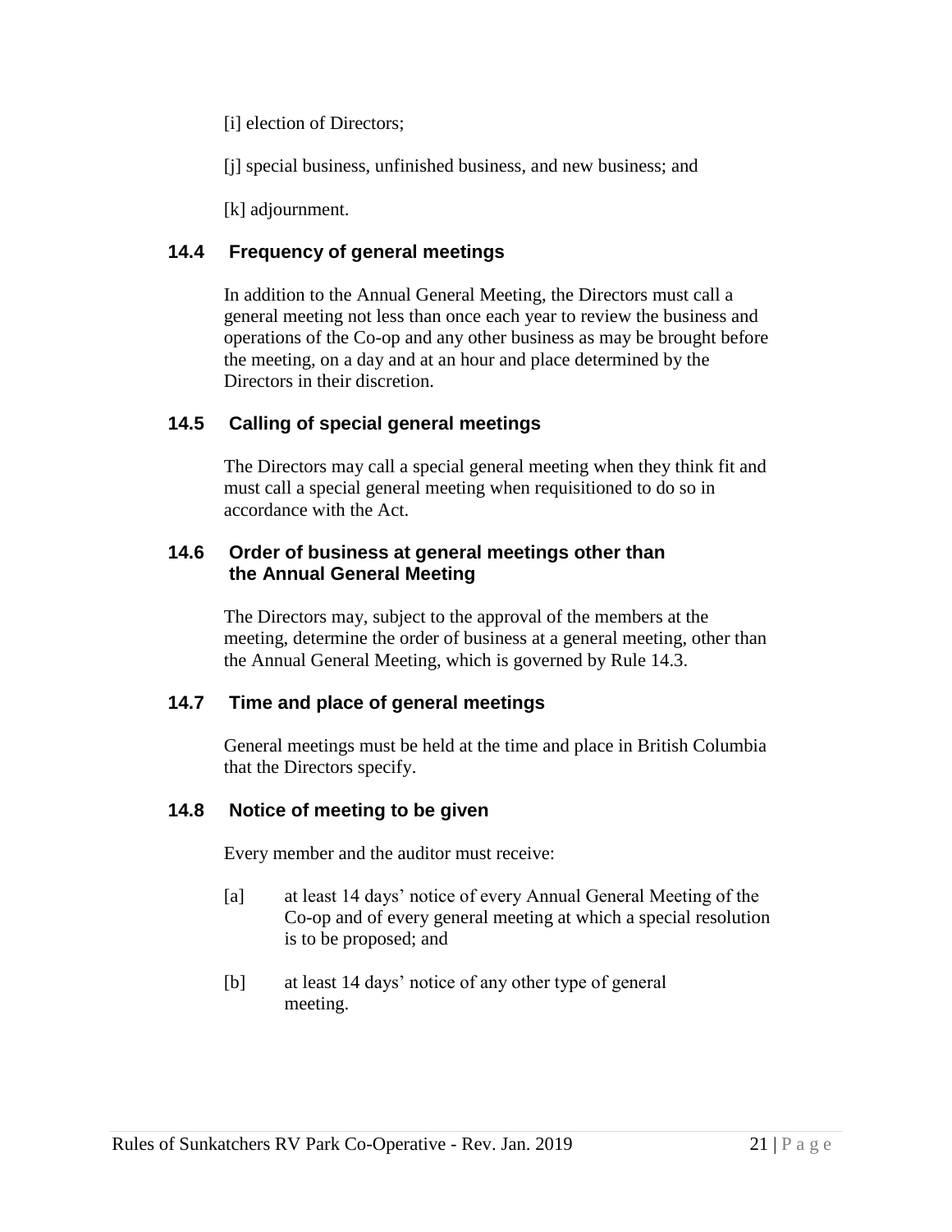[i] election of Directors;

[j] special business, unfinished business, and new business; and

[k] adjournment.

### 14.4 Frequency of general meetings

In addition to the Annual General Meeting, the Directors must call a general meeting not less than once each year to review the business and operations of the Co-op and any other business as may be brought before the meeting, on a day and at an hour and place determined by the Directors in their discretion.

### 14.5 Calling of special general meetings

The Directors may call a special general meeting when they think fit and must call a special general meeting when requisitioned to do so in accordance with the Act.

### 14.6 Order of business at general meetings other than the Annual General Meeting

The Directors may, subject to the approval of the members at the meeting, determine the order of business at a general meeting, other than the Annual General Meeting, which is governed by Rule 14.3.

### 14.7 Time and place of general meetings

General meetings must be held at the time and place in British Columbia that the Directors specify.

### 14.8 Notice of meeting to be given

Every member and the auditor must receive:

[a] at least 14 days' notice of every Annual General Meeting of the Co-op and of every general meeting at which a special resolution is to be proposed; and

[b] at least 14 days' notice of any other type of general meeting.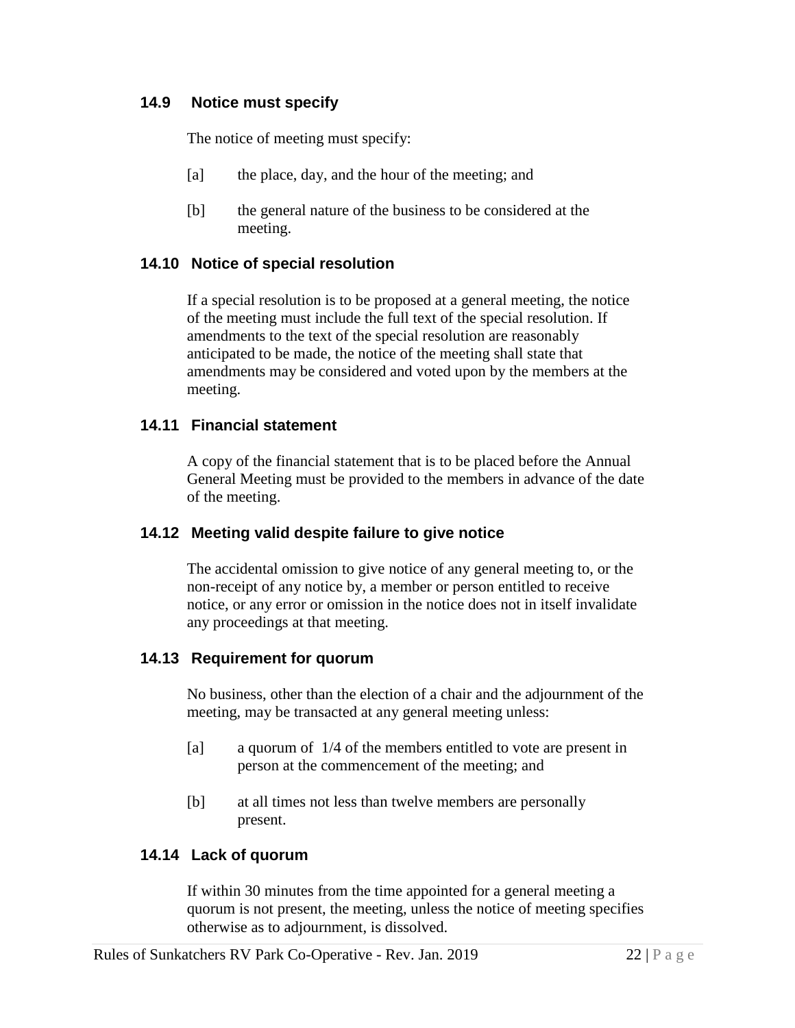### 14.9 Notice must specify

The notice of meeting must specify:

[a] the place, day, and the hour of the meeting; and

[b] the general nature of the business to be considered at the meeting.

### 14.10 Notice of special resolution

If a special resolution is to be proposed at a general meeting, the notice of the meeting must include the full text of the special resolution. If amendments to the text of the special resolution are reasonably anticipated to be made, the notice of the meeting shall state that amendments may be considered and voted upon by the members at the meeting.

### 14.11 Financial statement

A copy of the financial statement that is to be placed before the Annual General Meeting must be provided to the members in advance of the date of the meeting.

### 14.12 Meeting valid despite failure to give notice

The accidental omission to give notice of any general meeting to, or the non-receipt of any notice by, a member or person entitled to receive notice, or any error or omission in the notice does not in itself invalidate any proceedings at that meeting.

### 14.13 Requirement for quorum

No business, other than the election of a chair and the adjournment of the meeting, may be transacted at any general meeting unless:

[a] a quorum of 1/4 of the members entitled to vote are present in person at the commencement of the meeting; and

[b] at all times not less than twelve members are personally present.

### 14.14 Lack of quorum

If within 30 minutes from the time appointed for a general meeting a quorum is not present, the meeting, unless the notice of meeting specifies otherwise as to adjournment, is dissolved.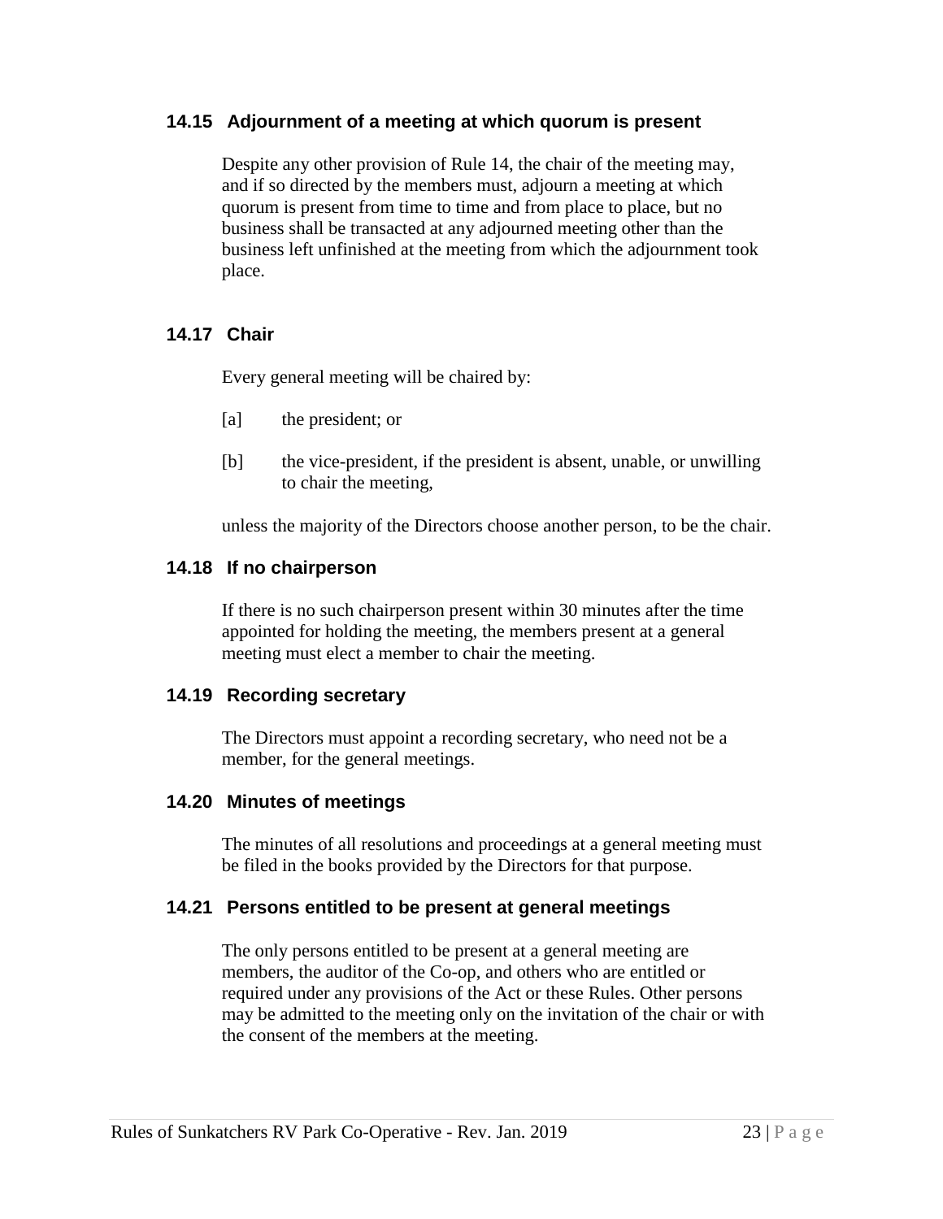### 14.15 Adjournment of a meeting at which quorum is present

Despite any other provision of Rule 14, the chair of the meeting may, and if so directed by the members must, adjourn a meeting at which quorum is present from time to time and from place to place, but no business shall be transacted at any adjourned meeting other than the business left unfinished at the meeting from which the adjournment took place.

### 14.17 Chair

Every general meeting will be chaired by:

[a] the president; or

[b] the vice-president, if the president is absent, unable, or unwilling to chair the meeting,

unless the majority of the Directors choose another person, to be the chair.

### 14.18 If no chairperson

If there is no such chairperson present within 30 minutes after the time appointed for holding the meeting, the members present at a general meeting must elect a member to chair the meeting.

### 14.19 Recording secretary

The Directors must appoint a recording secretary, who need not be a member, for the general meetings.

### 14.20 Minutes of meetings

The minutes of all resolutions and proceedings at a general meeting must be filed in the books provided by the Directors for that purpose.

### 14.21 Persons entitled to be present at general meetings

The only persons entitled to be present at a general meeting are members, the auditor of the Co-op, and others who are entitled or required under any provisions of the Act or these Rules. Other persons may be admitted to the meeting only on the invitation of the chair or with the consent of the members at the meeting.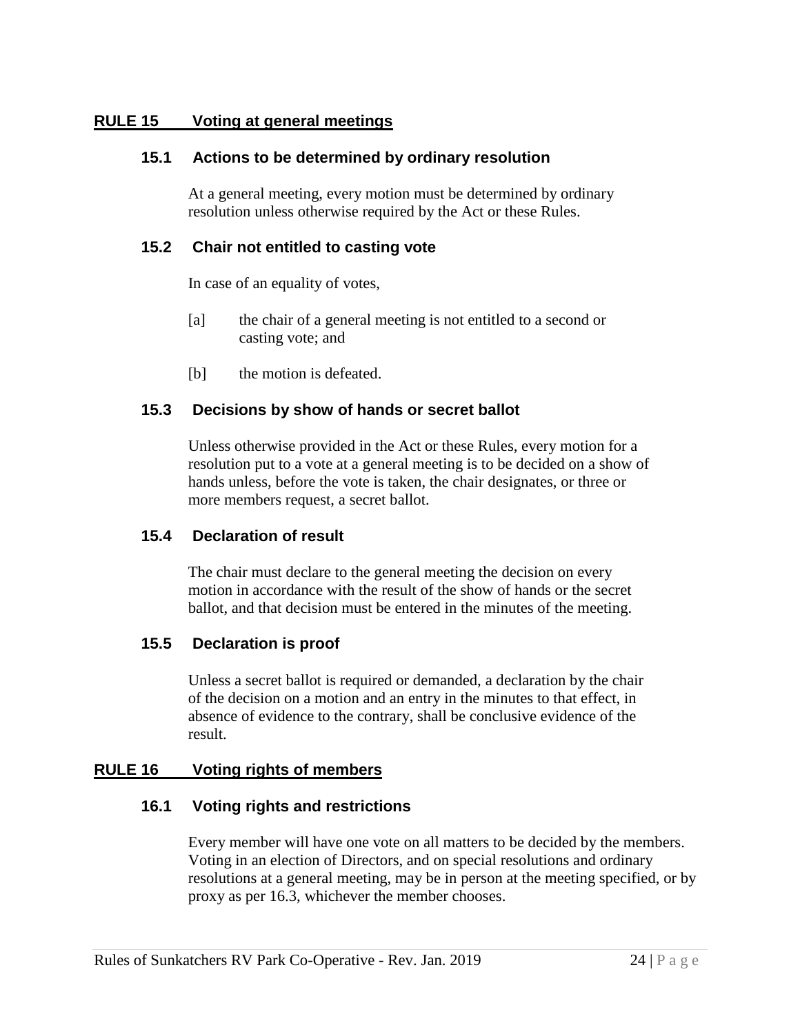## RULE 15 Voting at general meetings

### 15.1 Actions to be determined by ordinary resolution

At a general meeting, every motion must be determined by ordinary resolution unless otherwise required by the Act or these Rules.

### 15.2 Chair not entitled to casting vote

In case of an equality of votes,

[a] the chair of a general meeting is not entitled to a second or casting vote; and

[b] the motion is defeated.

### 15.3 Decisions by show of hands or secret ballot

Unless otherwise provided in the Act or these Rules, every motion for a resolution put to a vote at a general meeting is to be decided on a show of hands unless, before the vote is taken, the chair designates, or three or more members request, a secret ballot.

### 15.4 Declaration of result

The chair must declare to the general meeting the decision on every motion in accordance with the result of the show of hands or the secret ballot, and that decision must be entered in the minutes of the meeting.

### 15.5 Declaration is proof

Unless a secret ballot is required or demanded, a declaration by the chair of the decision on a motion and an entry in the minutes to that effect, in absence of evidence to the contrary, shall be conclusive evidence of the result.

## RULE 16 Voting rights of members

### 16.1 Voting rights and restrictions

Every member will have one vote on all matters to be decided by the members. Voting in an election of Directors, and on special resolutions and ordinary resolutions at a general meeting, may be in person at the meeting specified, or by proxy as per 16.3, whichever the member chooses.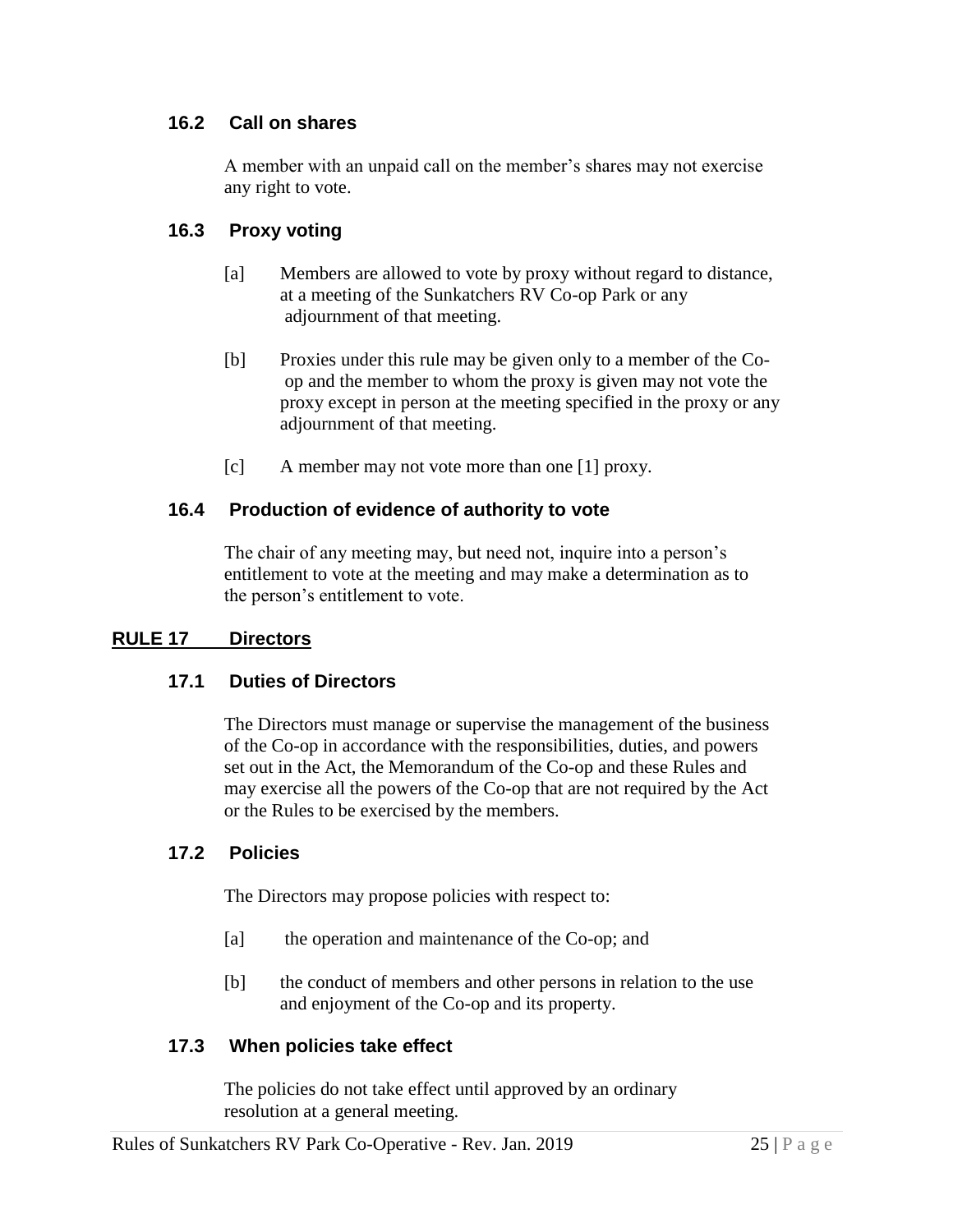### 16.2 Call on shares

A member with an unpaid call on the member's shares may not exercise any right to vote.

### 16.3 Proxy voting

[a] Members are allowed to vote by proxy without regard to distance, at a meeting of the Sunkatchers RV Co-op Park or any adjournment of that meeting.

[b] Proxies under this rule may be given only to a member of the Co-op and the member to whom the proxy is given may not vote the proxy except in person at the meeting specified in the proxy or any adjournment of that meeting.

[c] A member may not vote more than one [1] proxy.

### 16.4 Production of evidence of authority to vote

The chair of any meeting may, but need not, inquire into a person's entitlement to vote at the meeting and may make a determination as to the person's entitlement to vote.

## RULE 17 Directors

### 17.1 Duties of Directors

The Directors must manage or supervise the management of the business of the Co-op in accordance with the responsibilities, duties, and powers set out in the Act, the Memorandum of the Co-op and these Rules and may exercise all the powers of the Co-op that are not required by the Act or the Rules to be exercised by the members.

### 17.2 Policies

The Directors may propose policies with respect to:

[a] the operation and maintenance of the Co-op; and

[b] the conduct of members and other persons in relation to the use and enjoyment of the Co-op and its property.

### 17.3 When policies take effect

The policies do not take effect until approved by an ordinary resolution at a general meeting.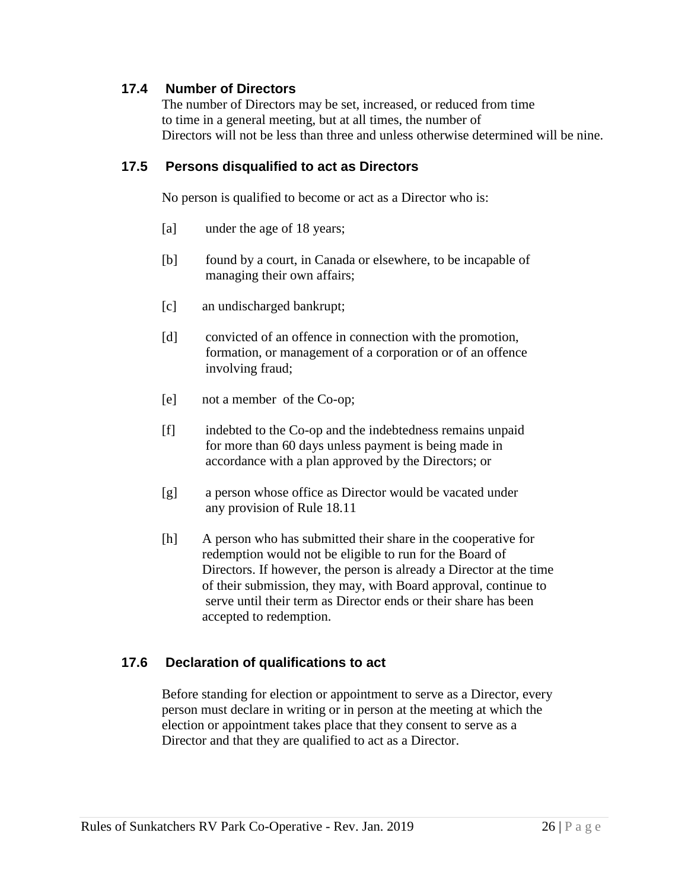### 17.4 Number of Directors

The number of Directors may be set, increased, or reduced from time to time in a general meeting, but at all times, the number of Directors will not be less than three and unless otherwise determined will be nine.

### 17.5 Persons disqualified to act as Directors

No person is qualified to become or act as a Director who is:

[a] under the age of 18 years;

[b] found by a court, in Canada or elsewhere, to be incapable of managing their own affairs;

[c] an undischarged bankrupt;

[d] convicted of an offence in connection with the promotion, formation, or management of a corporation or of an offence involving fraud;

[e] not a member of the Co-op;

[f] indebted to the Co-op and the indebtedness remains unpaid for more than 60 days unless payment is being made in accordance with a plan approved by the Directors; or

[g] a person whose office as Director would be vacated under any provision of Rule 18.11

[h] A person who has submitted their share in the cooperative for redemption would not be eligible to run for the Board of Directors. If however, the person is already a Director at the time of their submission, they may, with Board approval, continue to serve until their term as Director ends or their share has been accepted to redemption.

### 17.6 Declaration of qualifications to act

Before standing for election or appointment to serve as a Director, every person must declare in writing or in person at the meeting at which the election or appointment takes place that they consent to serve as a Director and that they are qualified to act as a Director.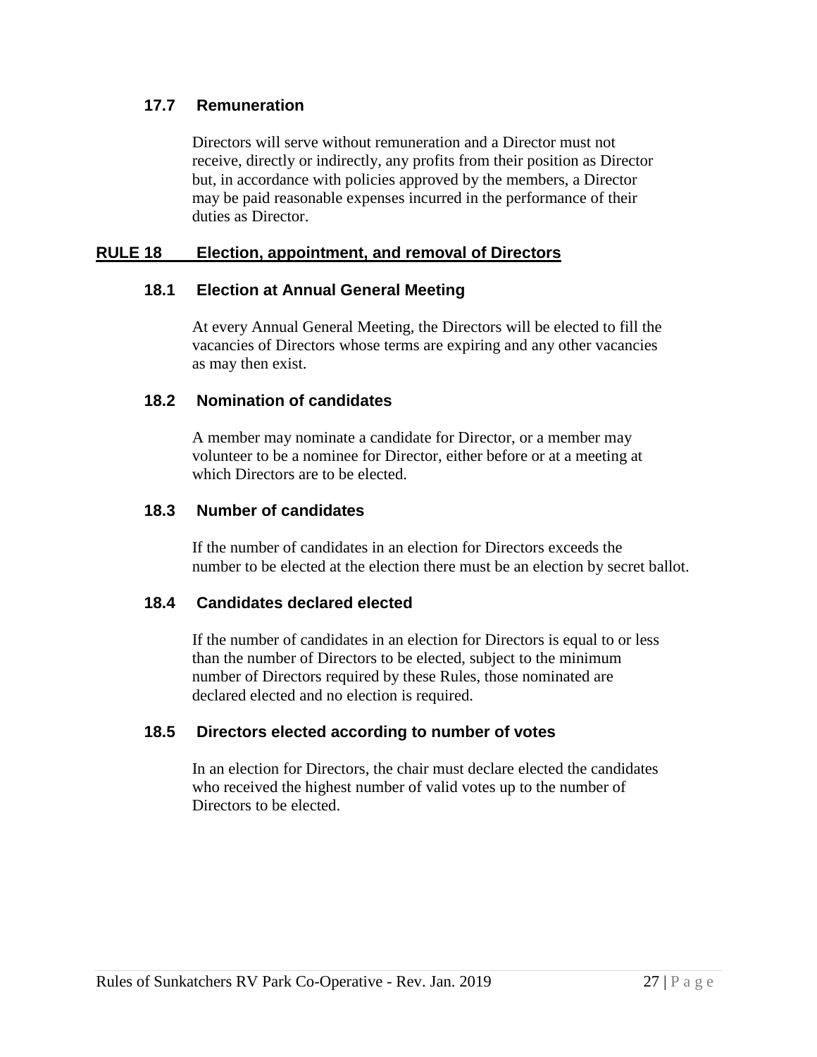### 17.7 Remuneration

Directors will serve without remuneration and a Director must not receive, directly or indirectly, any profits from their position as Director but, in accordance with policies approved by the members, a Director may be paid reasonable expenses incurred in the performance of their duties as Director.

## RULE 18 Election, appointment, and removal of Directors

### 18.1 Election at Annual General Meeting

At every Annual General Meeting, the Directors will be elected to fill the vacancies of Directors whose terms are expiring and any other vacancies as may then exist.

### 18.2 Nomination of candidates

A member may nominate a candidate for Director, or a member may volunteer to be a nominee for Director, either before or at a meeting at which Directors are to be elected.

### 18.3 Number of candidates

If the number of candidates in an election for Directors exceeds the number to be elected at the election there must be an election by secret ballot.

### 18.4 Candidates declared elected

If the number of candidates in an election for Directors is equal to or less than the number of Directors to be elected, subject to the minimum number of Directors required by these Rules, those nominated are declared elected and no election is required.

### 18.5 Directors elected according to number of votes

In an election for Directors, the chair must declare elected the candidates who received the highest number of valid votes up to the number of Directors to be elected.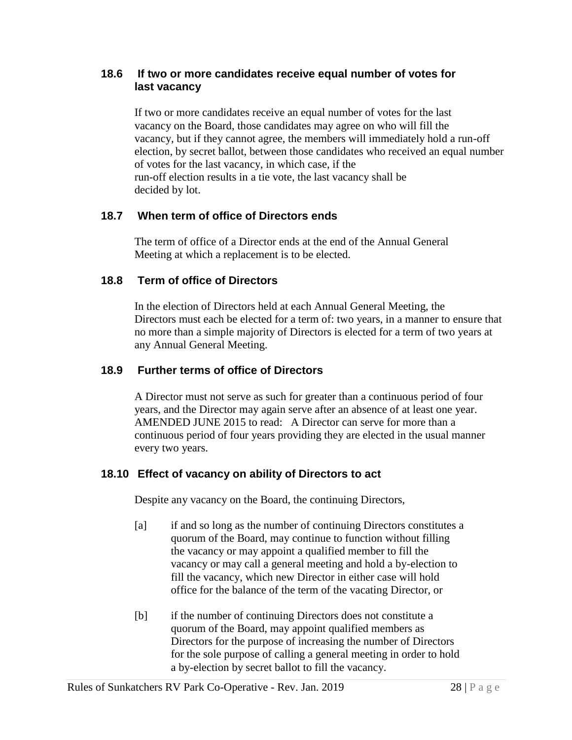### 18.6 If two or more candidates receive equal number of votes for last vacancy

If two or more candidates receive an equal number of votes for the last vacancy on the Board, those candidates may agree on who will fill the vacancy, but if they cannot agree, the members will immediately hold a run-off election, by secret ballot, between those candidates who received an equal number of votes for the last vacancy, in which case, if the run-off election results in a tie vote, the last vacancy shall be decided by lot.

### 18.7 When term of office of Directors ends

The term of office of a Director ends at the end of the Annual General Meeting at which a replacement is to be elected.

### 18.8 Term of office of Directors

In the election of Directors held at each Annual General Meeting, the Directors must each be elected for a term of: two years, in a manner to ensure that no more than a simple majority of Directors is elected for a term of two years at any Annual General Meeting.

### 18.9 Further terms of office of Directors

A Director must not serve as such for greater than a continuous period of four years, and the Director may again serve after an absence of at least one year. AMENDED JUNE 2015 to read: A Director can serve for more than a continuous period of four years providing they are elected in the usual manner every two years.

### 18.10 Effect of vacancy on ability of Directors to act

Despite any vacancy on the Board, the continuing Directors,

[a] if and so long as the number of continuing Directors constitutes a quorum of the Board, may continue to function without filling the vacancy or may appoint a qualified member to fill the vacancy or may call a general meeting and hold a by-election to fill the vacancy, which new Director in either case will hold office for the balance of the term of the vacating Director, or

[b] if the number of continuing Directors does not constitute a quorum of the Board, may appoint qualified members as Directors for the purpose of increasing the number of Directors for the sole purpose of calling a general meeting in order to hold a by-election by secret ballot to fill the vacancy.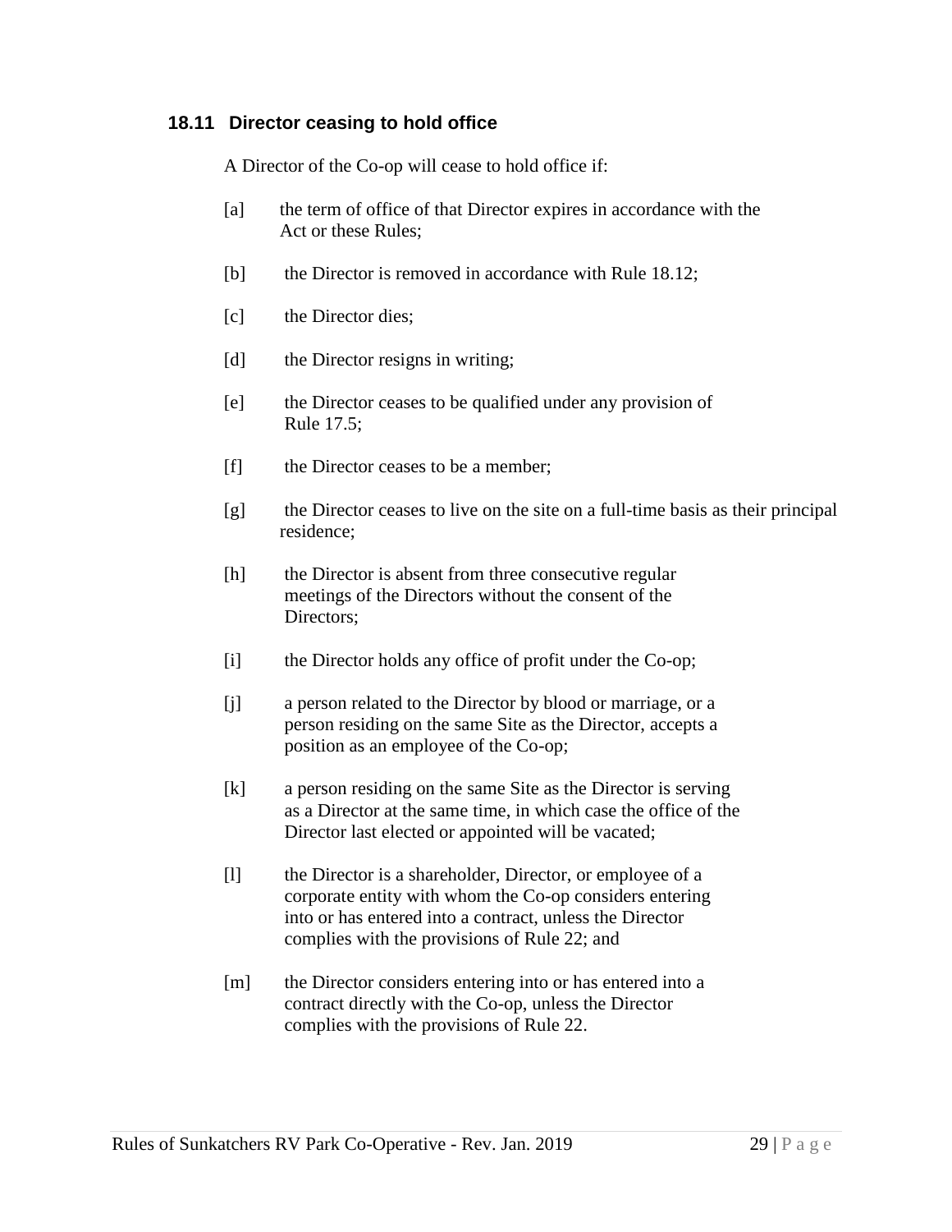### 18.11 Director ceasing to hold office

A Director of the Co-op will cease to hold office if:

[a] the term of office of that Director expires in accordance with the Act or these Rules;

[b] the Director is removed in accordance with Rule 18.12;

[c] the Director dies;

[d] the Director resigns in writing;

[e] the Director ceases to be qualified under any provision of Rule 17.5;

[f] the Director ceases to be a member;

[g] the Director ceases to live on the site on a full-time basis as their principal residence;

[h] the Director is absent from three consecutive regular meetings of the Directors without the consent of the Directors;

[i] the Director holds any office of profit under the Co-op;

[j] a person related to the Director by blood or marriage, or a person residing on the same Site as the Director, accepts a position as an employee of the Co-op;

[k] a person residing on the same Site as the Director is serving as a Director at the same time, in which case the office of the Director last elected or appointed will be vacated;

[l] the Director is a shareholder, Director, or employee of a corporate entity with whom the Co-op considers entering into or has entered into a contract, unless the Director complies with the provisions of Rule 22; and

[m] the Director considers entering into or has entered into a contract directly with the Co-op, unless the Director complies with the provisions of Rule 22.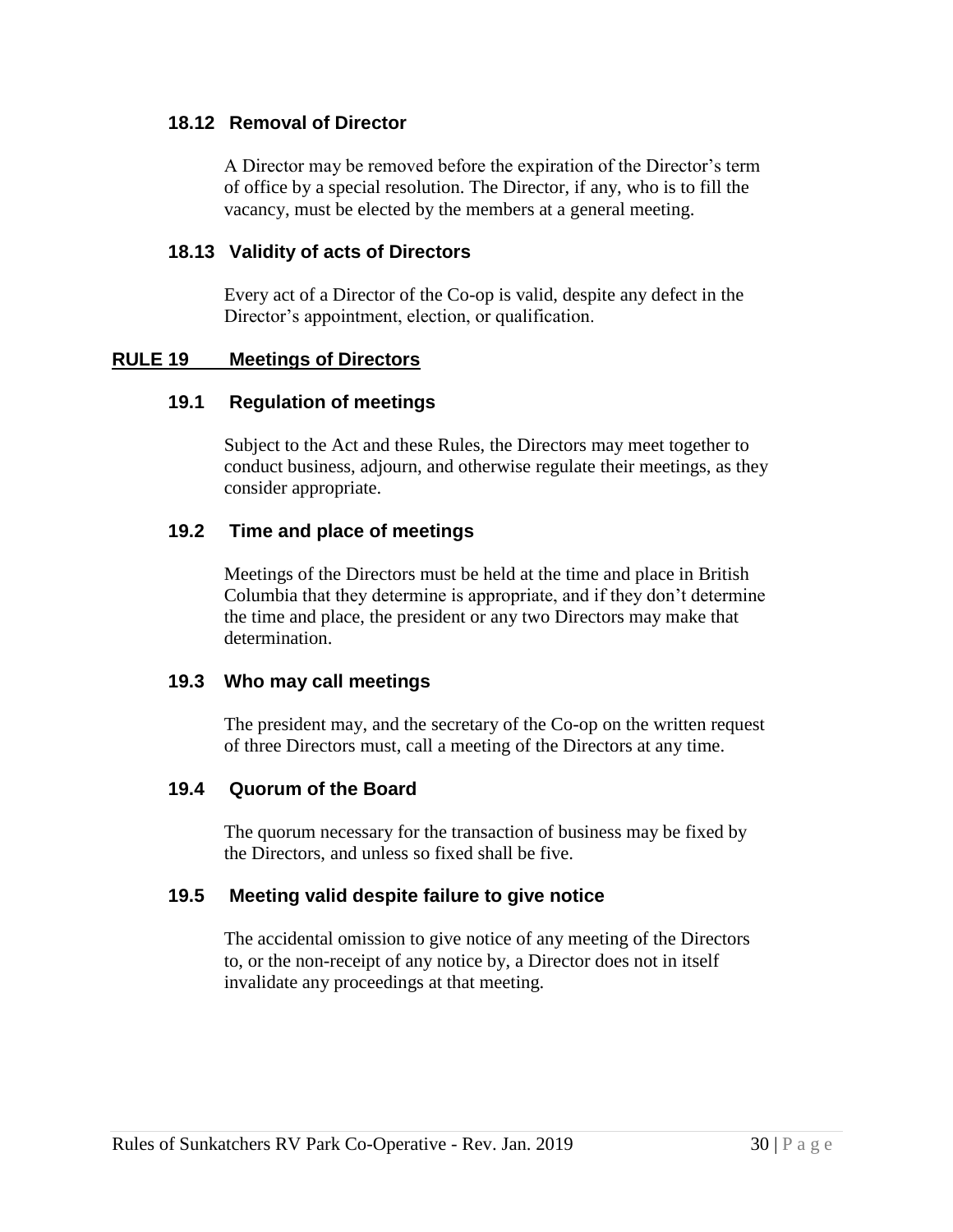### 18.12 Removal of Director

A Director may be removed before the expiration of the Director's term of office by a special resolution. The Director, if any, who is to fill the vacancy, must be elected by the members at a general meeting.

### 18.13 Validity of acts of Directors

Every act of a Director of the Co-op is valid, despite any defect in the Director's appointment, election, or qualification.

## RULE 19 Meetings of Directors

### 19.1 Regulation of meetings

Subject to the Act and these Rules, the Directors may meet together to conduct business, adjourn, and otherwise regulate their meetings, as they consider appropriate.

### 19.2 Time and place of meetings

Meetings of the Directors must be held at the time and place in British Columbia that they determine is appropriate, and if they don't determine the time and place, the president or any two Directors may make that determination.

### 19.3 Who may call meetings

The president may, and the secretary of the Co-op on the written request of three Directors must, call a meeting of the Directors at any time.

### 19.4 Quorum of the Board

The quorum necessary for the transaction of business may be fixed by the Directors, and unless so fixed shall be five.

### 19.5 Meeting valid despite failure to give notice

The accidental omission to give notice of any meeting of the Directors to, or the non-receipt of any notice by, a Director does not in itself invalidate any proceedings at that meeting.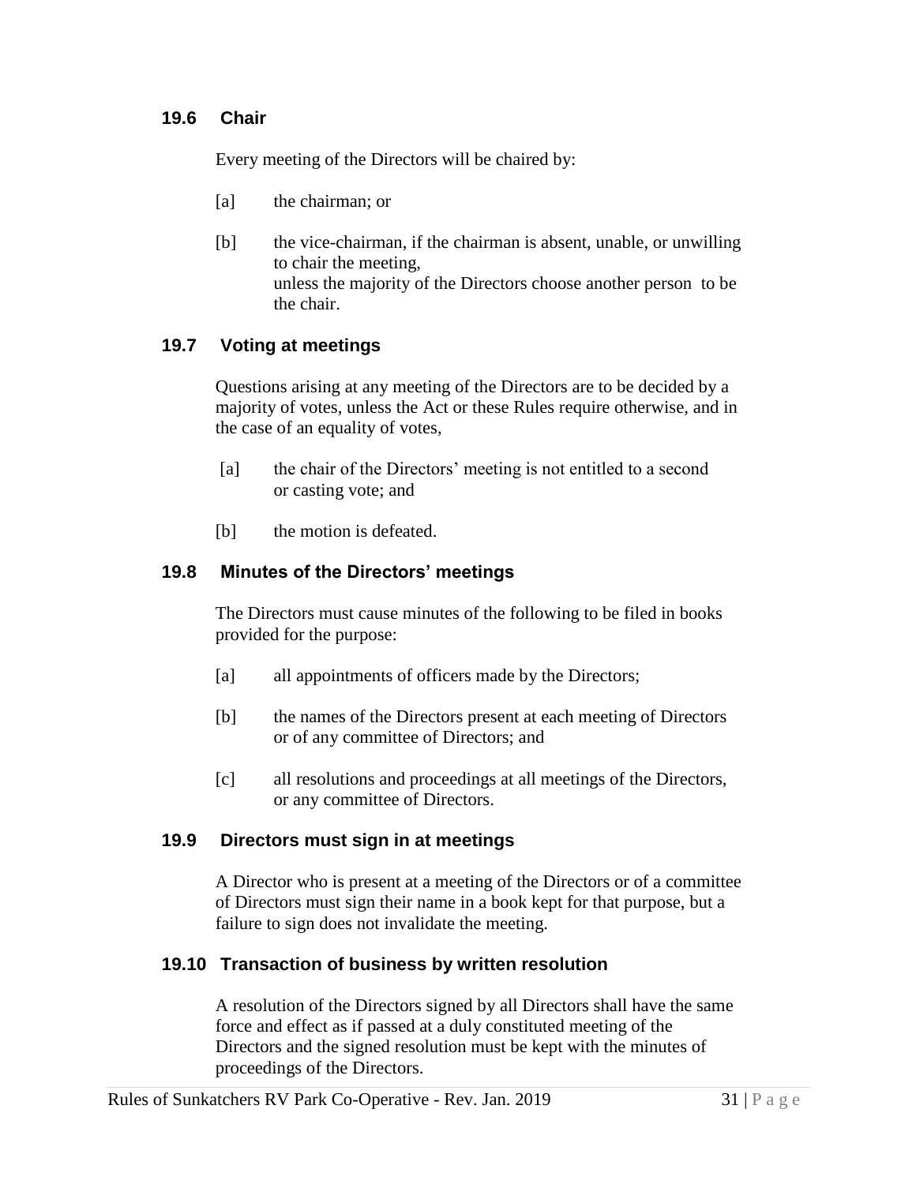### 19.6 Chair

Every meeting of the Directors will be chaired by:

[a] the chairman; or

[b] the vice-chairman, if the chairman is absent, unable, or unwilling to chair the meeting,
unless the majority of the Directors choose another person to be the chair.

### 19.7 Voting at meetings

Questions arising at any meeting of the Directors are to be decided by a majority of votes, unless the Act or these Rules require otherwise, and in the case of an equality of votes,

[a] the chair of the Directors' meeting is not entitled to a second or casting vote; and

[b] the motion is defeated.

### 19.8 Minutes of the Directors' meetings

The Directors must cause minutes of the following to be filed in books provided for the purpose:

[a] all appointments of officers made by the Directors;

[b] the names of the Directors present at each meeting of Directors or of any committee of Directors; and

[c] all resolutions and proceedings at all meetings of the Directors, or any committee of Directors.

### 19.9 Directors must sign in at meetings

A Director who is present at a meeting of the Directors or of a committee of Directors must sign their name in a book kept for that purpose, but a failure to sign does not invalidate the meeting.

### 19.10 Transaction of business by written resolution

A resolution of the Directors signed by all Directors shall have the same force and effect as if passed at a duly constituted meeting of the Directors and the signed resolution must be kept with the minutes of proceedings of the Directors.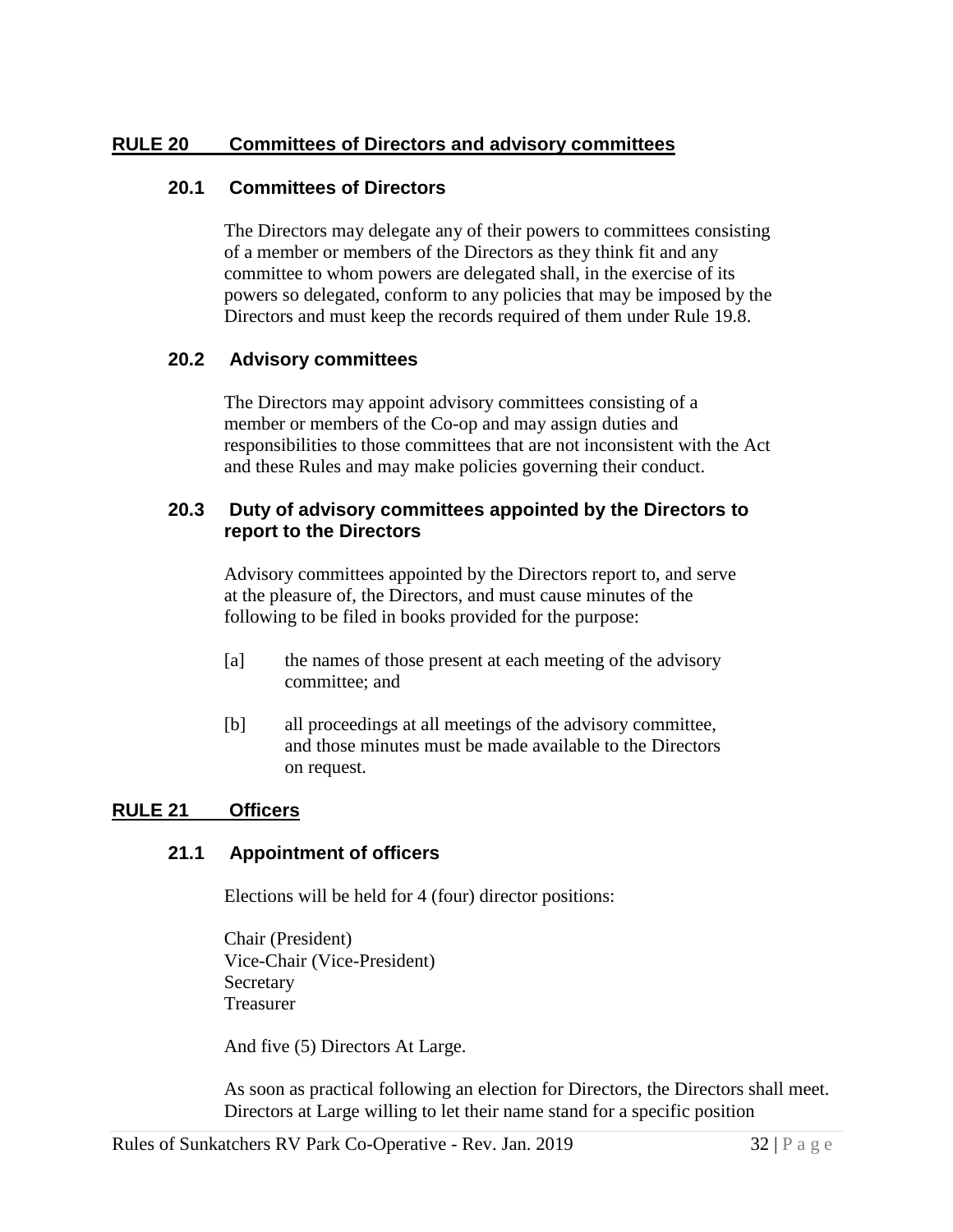## RULE 20 Committees of Directors and advisory committees

### 20.1 Committees of Directors

The Directors may delegate any of their powers to committees consisting of a member or members of the Directors as they think fit and any committee to whom powers are delegated shall, in the exercise of its powers so delegated, conform to any policies that may be imposed by the Directors and must keep the records required of them under Rule 19.8.

### 20.2 Advisory committees

The Directors may appoint advisory committees consisting of a member or members of the Co-op and may assign duties and responsibilities to those committees that are not inconsistent with the Act and these Rules and may make policies governing their conduct.

### 20.3 Duty of advisory committees appointed by the Directors to report to the Directors

Advisory committees appointed by the Directors report to, and serve at the pleasure of, the Directors, and must cause minutes of the following to be filed in books provided for the purpose:

[a] the names of those present at each meeting of the advisory committee; and

[b] all proceedings at all meetings of the advisory committee, and those minutes must be made available to the Directors on request.

## RULE 21 Officers

### 21.1 Appointment of officers

Elections will be held for 4 (four) director positions:

Chair (President)
Vice-Chair (Vice-President)
Secretary
Treasurer

And five (5) Directors At Large.

As soon as practical following an election for Directors, the Directors shall meet. Directors at Large willing to let their name stand for a specific position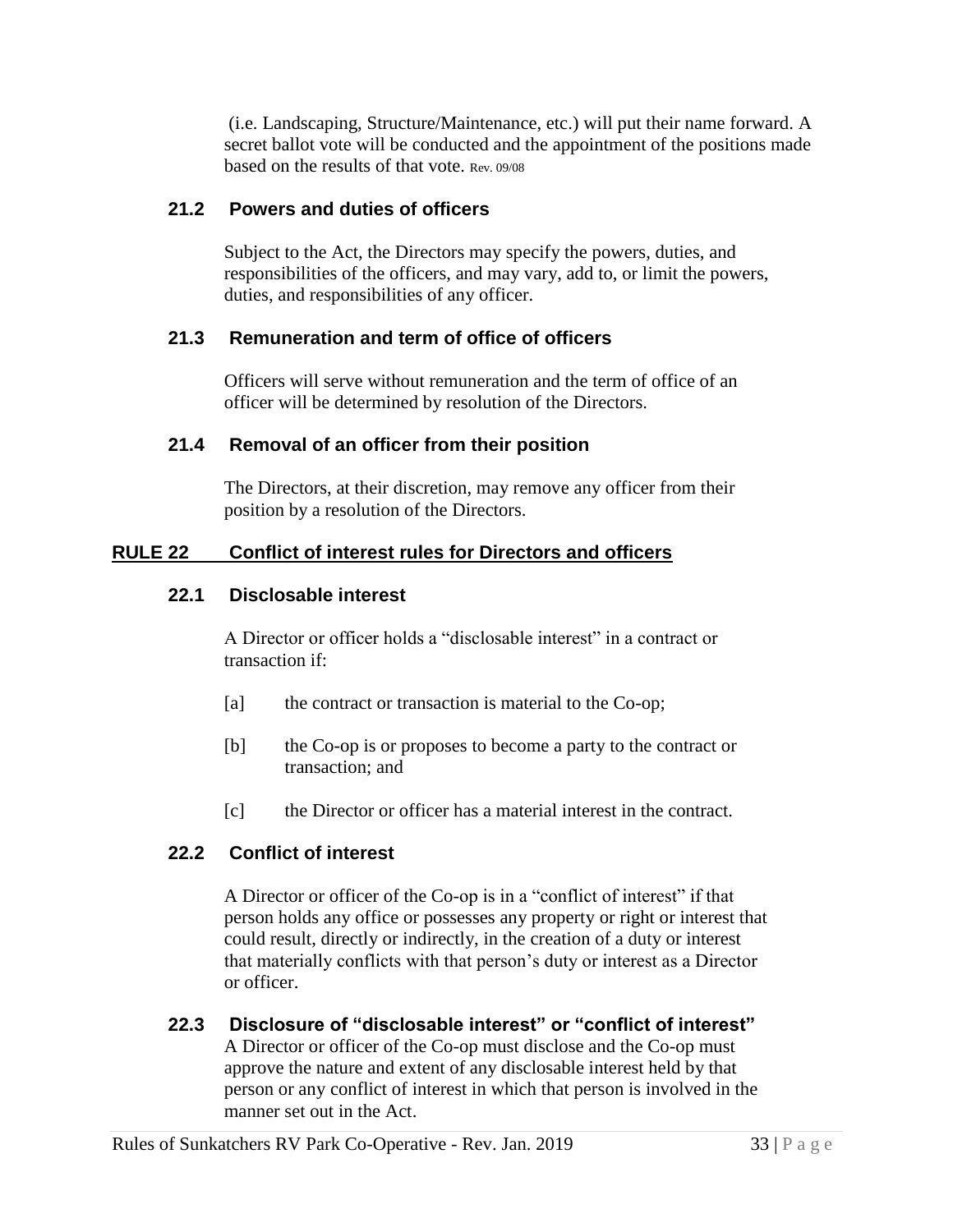(i.e. Landscaping, Structure/Maintenance, etc.) will put their name forward. A secret ballot vote will be conducted and the appointment of the positions made based on the results of that vote. Rev. 09/08

### 21.2 Powers and duties of officers

Subject to the Act, the Directors may specify the powers, duties, and responsibilities of the officers, and may vary, add to, or limit the powers, duties, and responsibilities of any officer.

### 21.3 Remuneration and term of office of officers

Officers will serve without remuneration and the term of office of an officer will be determined by resolution of the Directors.

### 21.4 Removal of an officer from their position

The Directors, at their discretion, may remove any officer from their position by a resolution of the Directors.

## RULE 22 Conflict of interest rules for Directors and officers

### 22.1 Disclosable interest

A Director or officer holds a "disclosable interest" in a contract or transaction if:

[a] the contract or transaction is material to the Co-op;

[b] the Co-op is or proposes to become a party to the contract or transaction; and

[c] the Director or officer has a material interest in the contract.

### 22.2 Conflict of interest

A Director or officer of the Co-op is in a "conflict of interest" if that person holds any office or possesses any property or right or interest that could result, directly or indirectly, in the creation of a duty or interest that materially conflicts with that person's duty or interest as a Director or officer.

### 22.3 Disclosure of "disclosable interest" or "conflict of interest"

A Director or officer of the Co-op must disclose and the Co-op must approve the nature and extent of any disclosable interest held by that person or any conflict of interest in which that person is involved in the manner set out in the Act.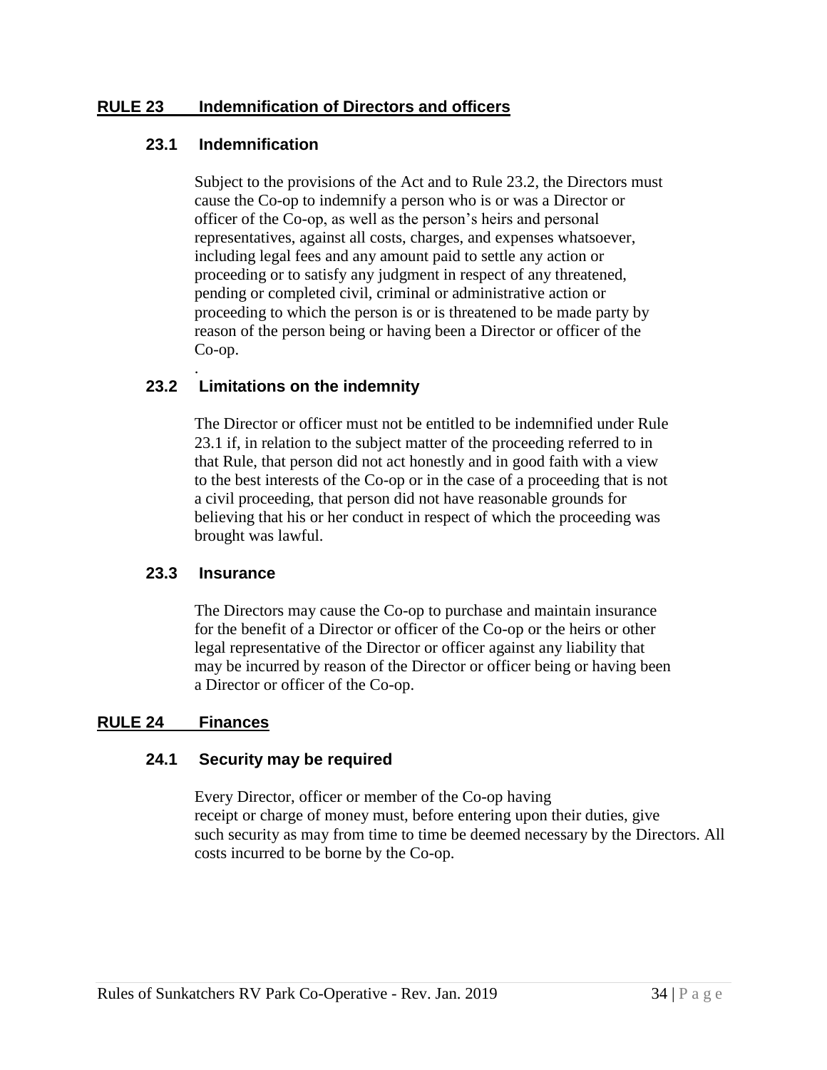## RULE 23 Indemnification of Directors and officers

### 23.1 Indemnification

Subject to the provisions of the Act and to Rule 23.2, the Directors must cause the Co-op to indemnify a person who is or was a Director or officer of the Co-op, as well as the person's heirs and personal representatives, against all costs, charges, and expenses whatsoever, including legal fees and any amount paid to settle any action or proceeding or to satisfy any judgment in respect of any threatened, pending or completed civil, criminal or administrative action or proceeding to which the person is or is threatened to be made party by reason of the person being or having been a Director or officer of the Co-op.

.

### 23.2 Limitations on the indemnity

The Director or officer must not be entitled to be indemnified under Rule 23.1 if, in relation to the subject matter of the proceeding referred to in that Rule, that person did not act honestly and in good faith with a view to the best interests of the Co-op or in the case of a proceeding that is not a civil proceeding, that person did not have reasonable grounds for believing that his or her conduct in respect of which the proceeding was brought was lawful.

### 23.3 Insurance

The Directors may cause the Co-op to purchase and maintain insurance for the benefit of a Director or officer of the Co-op or the heirs or other legal representative of the Director or officer against any liability that may be incurred by reason of the Director or officer being or having been a Director or officer of the Co-op.

## RULE 24 Finances

### 24.1 Security may be required

Every Director, officer or member of the Co-op having receipt or charge of money must, before entering upon their duties, give such security as may from time to time be deemed necessary by the Directors. All costs incurred to be borne by the Co-op.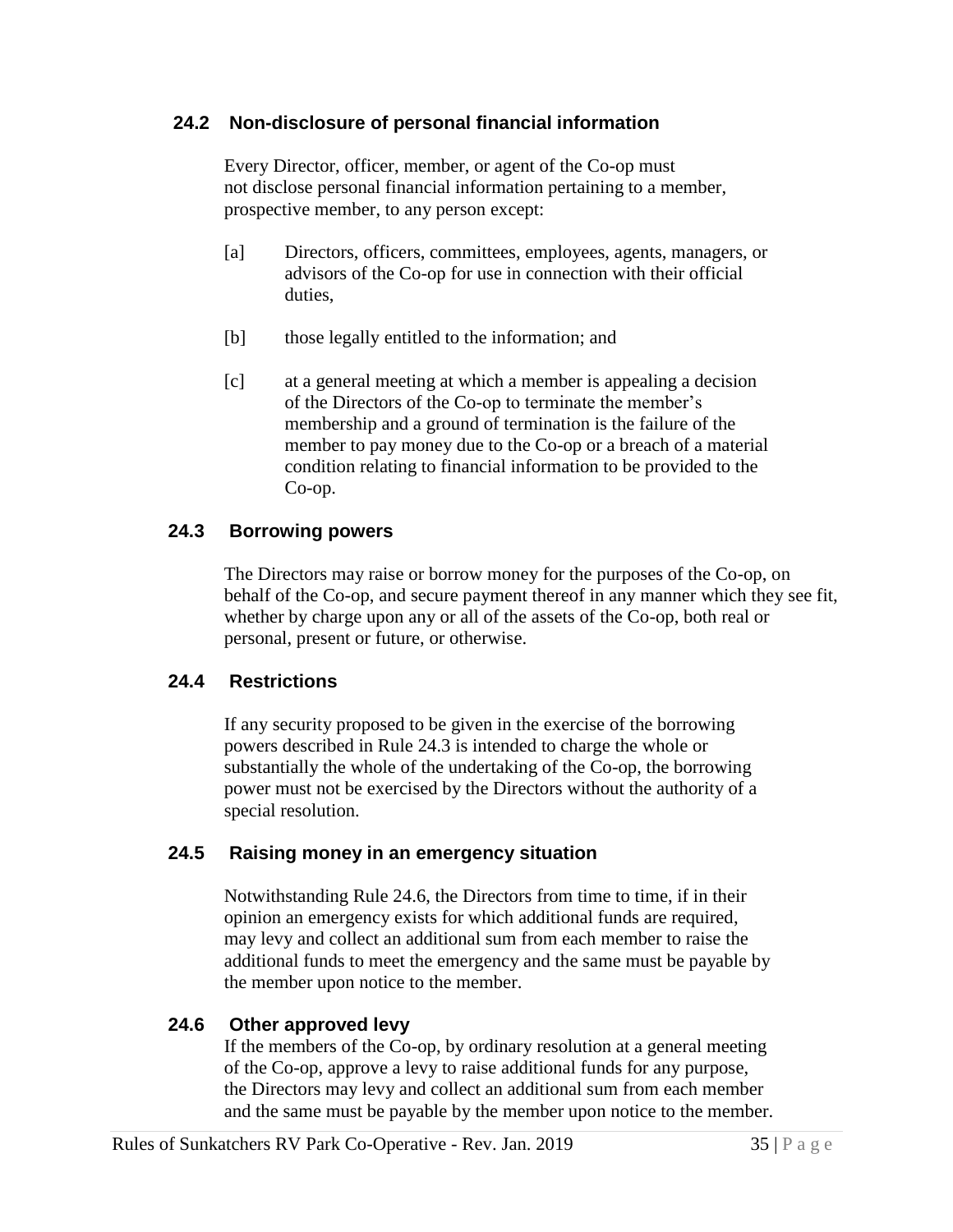### 24.2 Non-disclosure of personal financial information

Every Director, officer, member, or agent of the Co-op must not disclose personal financial information pertaining to a member, prospective member, to any person except:

[a] Directors, officers, committees, employees, agents, managers, or advisors of the Co-op for use in connection with their official duties,

[b] those legally entitled to the information; and

[c] at a general meeting at which a member is appealing a decision of the Directors of the Co-op to terminate the member's membership and a ground of termination is the failure of the member to pay money due to the Co-op or a breach of a material condition relating to financial information to be provided to the Co-op.

### 24.3 Borrowing powers

The Directors may raise or borrow money for the purposes of the Co-op, on behalf of the Co-op, and secure payment thereof in any manner which they see fit, whether by charge upon any or all of the assets of the Co-op, both real or personal, present or future, or otherwise.

### 24.4 Restrictions

If any security proposed to be given in the exercise of the borrowing powers described in Rule 24.3 is intended to charge the whole or substantially the whole of the undertaking of the Co-op, the borrowing power must not be exercised by the Directors without the authority of a special resolution.

### 24.5 Raising money in an emergency situation

Notwithstanding Rule 24.6, the Directors from time to time, if in their opinion an emergency exists for which additional funds are required, may levy and collect an additional sum from each member to raise the additional funds to meet the emergency and the same must be payable by the member upon notice to the member.

### 24.6 Other approved levy

If the members of the Co-op, by ordinary resolution at a general meeting of the Co-op, approve a levy to raise additional funds for any purpose, the Directors may levy and collect an additional sum from each member and the same must be payable by the member upon notice to the member.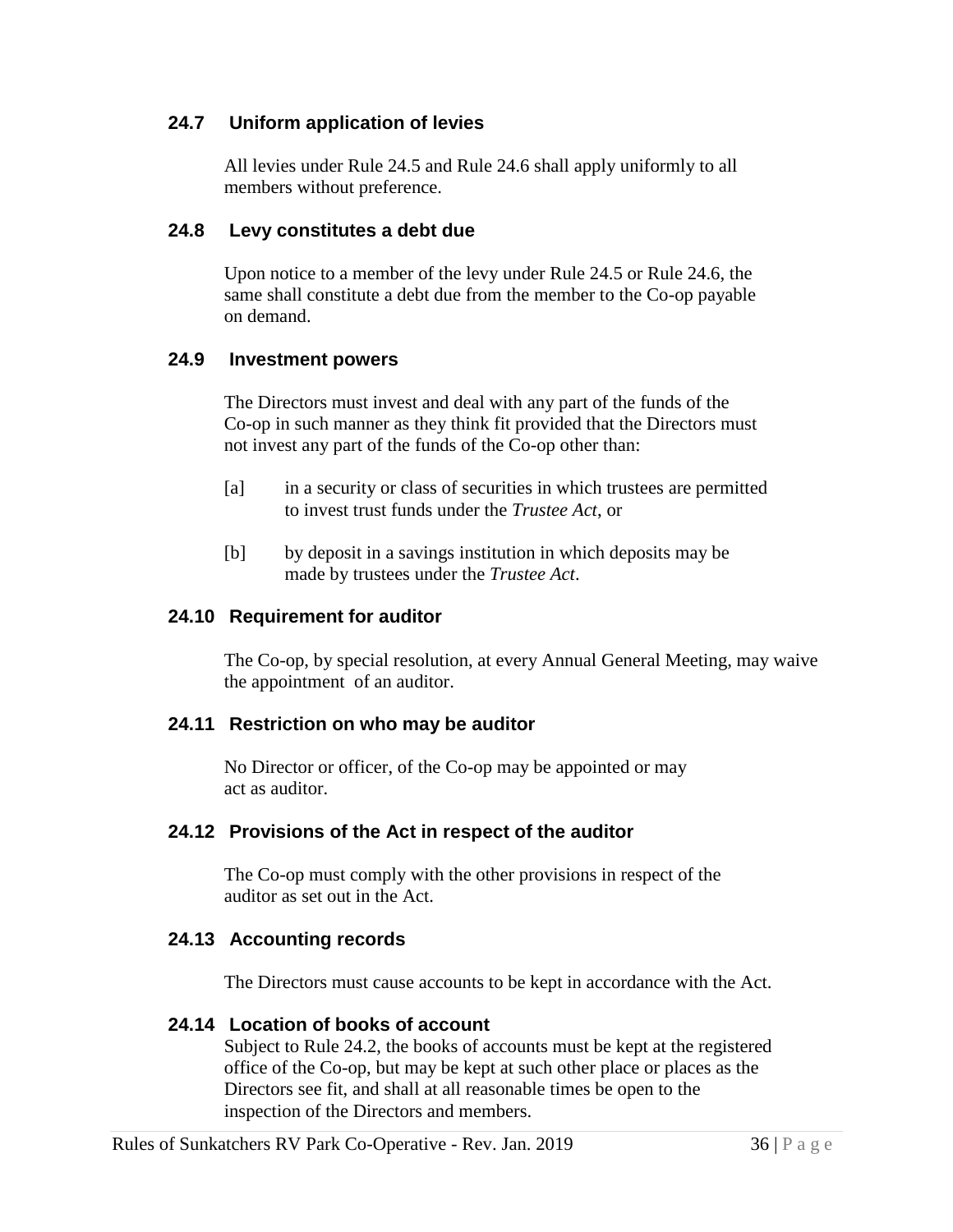### 24.7 Uniform application of levies

All levies under Rule 24.5 and Rule 24.6 shall apply uniformly to all members without preference.

### 24.8 Levy constitutes a debt due

Upon notice to a member of the levy under Rule 24.5 or Rule 24.6, the same shall constitute a debt due from the member to the Co-op payable on demand.

### 24.9 Investment powers

The Directors must invest and deal with any part of the funds of the Co-op in such manner as they think fit provided that the Directors must not invest any part of the funds of the Co-op other than:

[a] in a security or class of securities in which trustees are permitted to invest trust funds under the *Trustee Act*, or

[b] by deposit in a savings institution in which deposits may be made by trustees under the *Trustee Act*.

### 24.10 Requirement for auditor

The Co-op, by special resolution, at every Annual General Meeting, may waive the appointment of an auditor.

### 24.11 Restriction on who may be auditor

No Director or officer, of the Co-op may be appointed or may act as auditor.

### 24.12 Provisions of the Act in respect of the auditor

The Co-op must comply with the other provisions in respect of the auditor as set out in the Act.

### 24.13 Accounting records

The Directors must cause accounts to be kept in accordance with the Act.

### 24.14 Location of books of account

Subject to Rule 24.2, the books of accounts must be kept at the registered office of the Co-op, but may be kept at such other place or places as the Directors see fit, and shall at all reasonable times be open to the inspection of the Directors and members.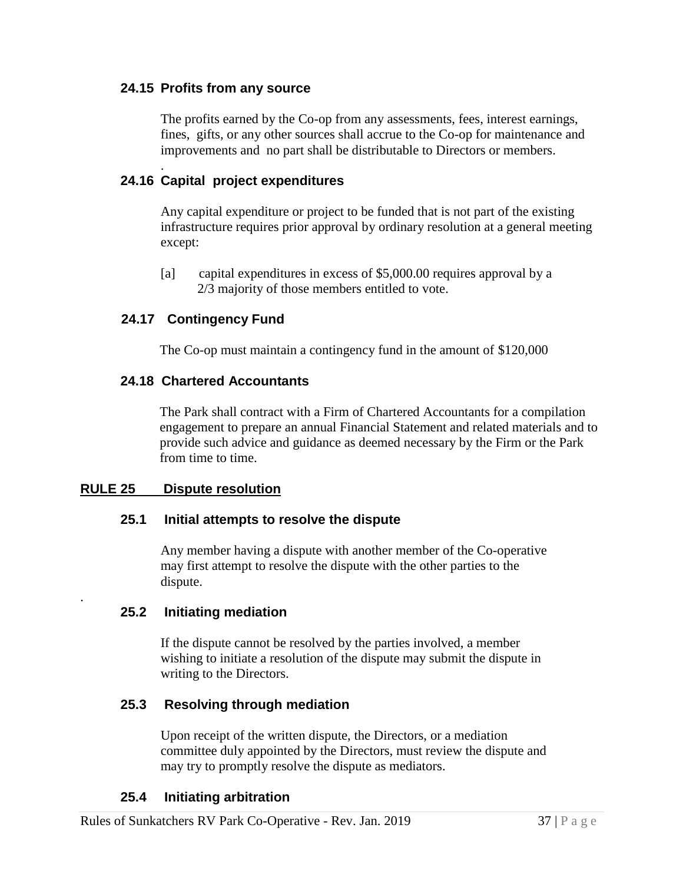### 24.15 Profits from any source

The profits earned by the Co-op from any assessments, fees, interest earnings, fines, gifts, or any other sources shall accrue to the Co-op for maintenance and improvements and no part shall be distributable to Directors or members.

.

### 24.16 Capital project expenditures

Any capital expenditure or project to be funded that is not part of the existing infrastructure requires prior approval by ordinary resolution at a general meeting except:

[a] capital expenditures in excess of $5,000.00 requires approval by a 2/3 majority of those members entitled to vote.

### 24.17 Contingency Fund

The Co-op must maintain a contingency fund in the amount of $120,000

### 24.18 Chartered Accountants

The Park shall contract with a Firm of Chartered Accountants for a compilation engagement to prepare an annual Financial Statement and related materials and to provide such advice and guidance as deemed necessary by the Firm or the Park from time to time.

## RULE 25 Dispute resolution

### 25.1 Initial attempts to resolve the dispute

Any member having a dispute with another member of the Co-operative may first attempt to resolve the dispute with the other parties to the dispute.

.

### 25.2 Initiating mediation

If the dispute cannot be resolved by the parties involved, a member wishing to initiate a resolution of the dispute may submit the dispute in writing to the Directors.

### 25.3 Resolving through mediation

Upon receipt of the written dispute, the Directors, or a mediation committee duly appointed by the Directors, must review the dispute and may try to promptly resolve the dispute as mediators.

### 25.4 Initiating arbitration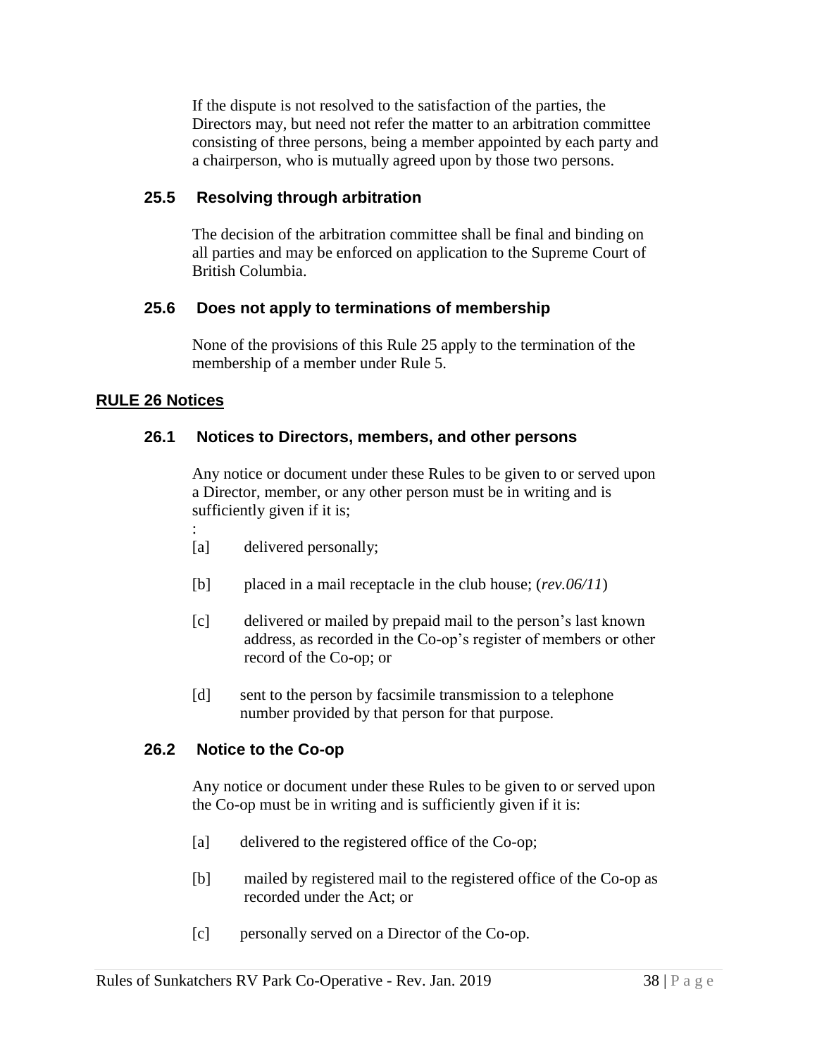If the dispute is not resolved to the satisfaction of the parties, the Directors may, but need not refer the matter to an arbitration committee consisting of three persons, being a member appointed by each party and a chairperson, who is mutually agreed upon by those two persons.

### 25.5 Resolving through arbitration

The decision of the arbitration committee shall be final and binding on all parties and may be enforced on application to the Supreme Court of British Columbia.

### 25.6 Does not apply to terminations of membership

None of the provisions of this Rule 25 apply to the termination of the membership of a member under Rule 5.

## RULE 26 Notices

### 26.1 Notices to Directors, members, and other persons

Any notice or document under these Rules to be given to or served upon a Director, member, or any other person must be in writing and is sufficiently given if it is;
:

[a] delivered personally;

[b] placed in a mail receptacle in the club house; (*rev.06/11*)

[c] delivered or mailed by prepaid mail to the person's last known address, as recorded in the Co-op's register of members or other record of the Co-op; or

[d] sent to the person by facsimile transmission to a telephone number provided by that person for that purpose.

### 26.2 Notice to the Co-op

Any notice or document under these Rules to be given to or served upon the Co-op must be in writing and is sufficiently given if it is:

[a] delivered to the registered office of the Co-op;

[b] mailed by registered mail to the registered office of the Co-op as recorded under the Act; or

[c] personally served on a Director of the Co-op.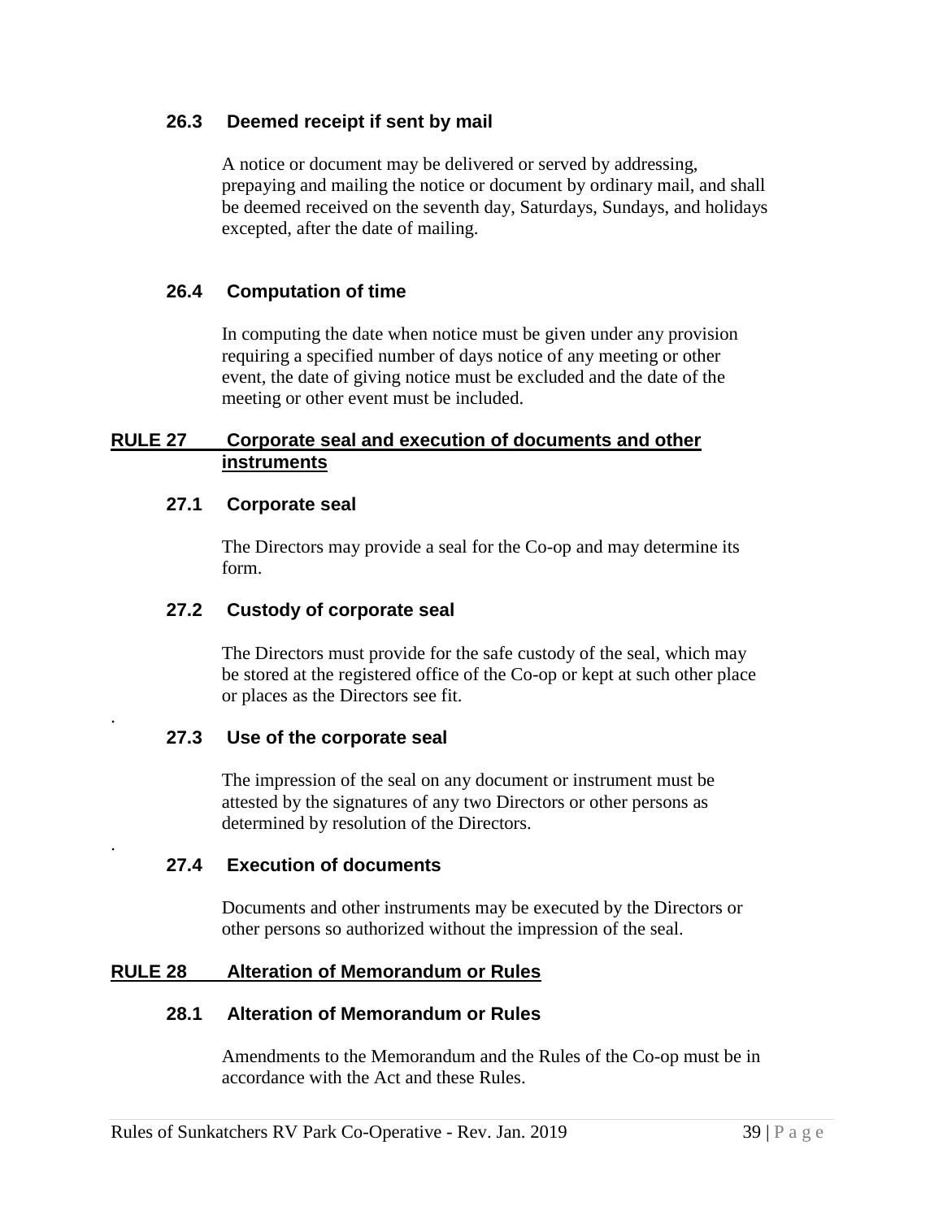### 26.3 Deemed receipt if sent by mail

A notice or document may be delivered or served by addressing, prepaying and mailing the notice or document by ordinary mail, and shall be deemed received on the seventh day, Saturdays, Sundays, and holidays excepted, after the date of mailing.

### 26.4 Computation of time

In computing the date when notice must be given under any provision requiring a specified number of days notice of any meeting or other event, the date of giving notice must be excluded and the date of the meeting or other event must be included.

## RULE 27 Corporate seal and execution of documents and other instruments

### 27.1 Corporate seal

The Directors may provide a seal for the Co-op and may determine its form.

### 27.2 Custody of corporate seal

The Directors must provide for the safe custody of the seal, which may be stored at the registered office of the Co-op or kept at such other place or places as the Directors see fit.

### 27.3 Use of the corporate seal

The impression of the seal on any document or instrument must be attested by the signatures of any two Directors or other persons as determined by resolution of the Directors.

### 27.4 Execution of documents

Documents and other instruments may be executed by the Directors or other persons so authorized without the impression of the seal.

## RULE 28 Alteration of Memorandum or Rules

### 28.1 Alteration of Memorandum or Rules

Amendments to the Memorandum and the Rules of the Co-op must be in accordance with the Act and these Rules.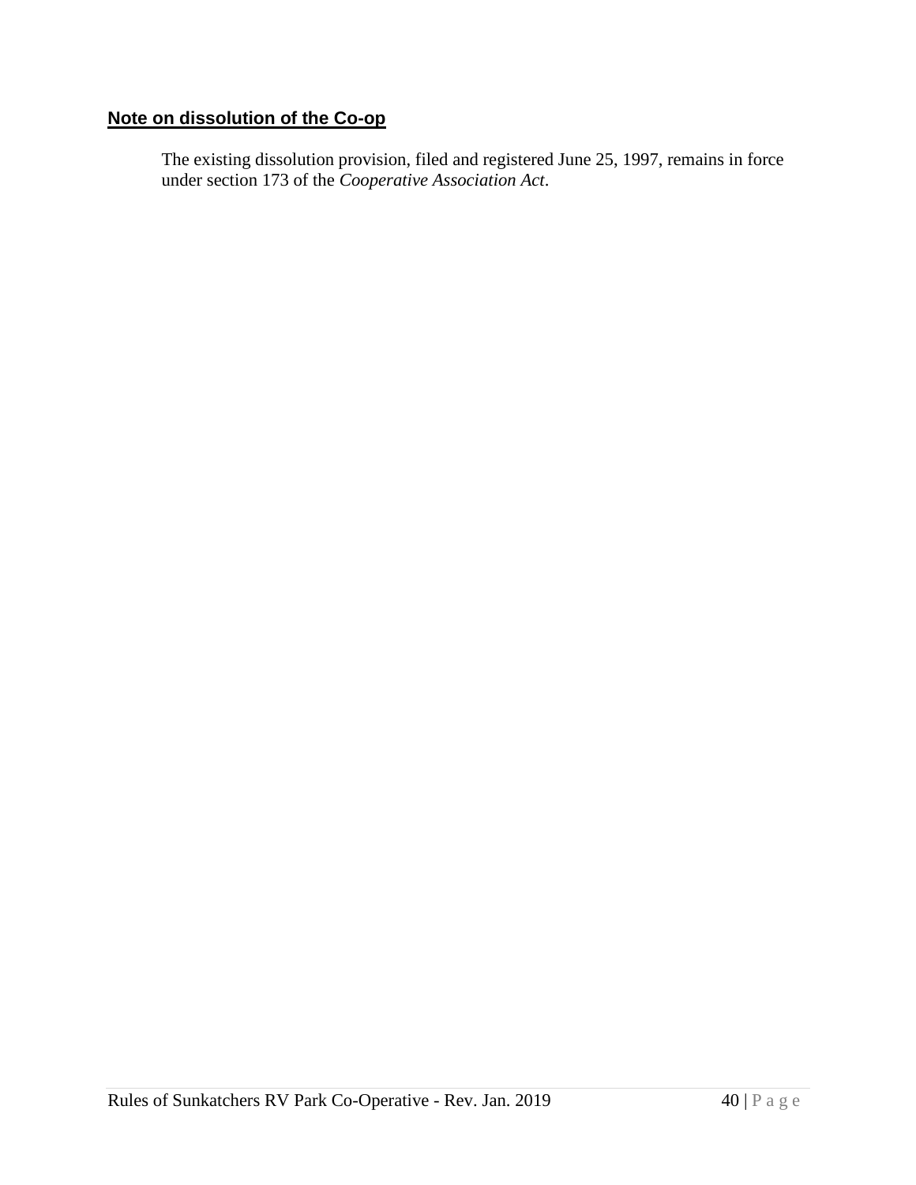## **Note on dissolution of the Co-op**

The existing dissolution provision, filed and registered June 25, 1997, remains in force under section 173 of the *Cooperative Association Act*.